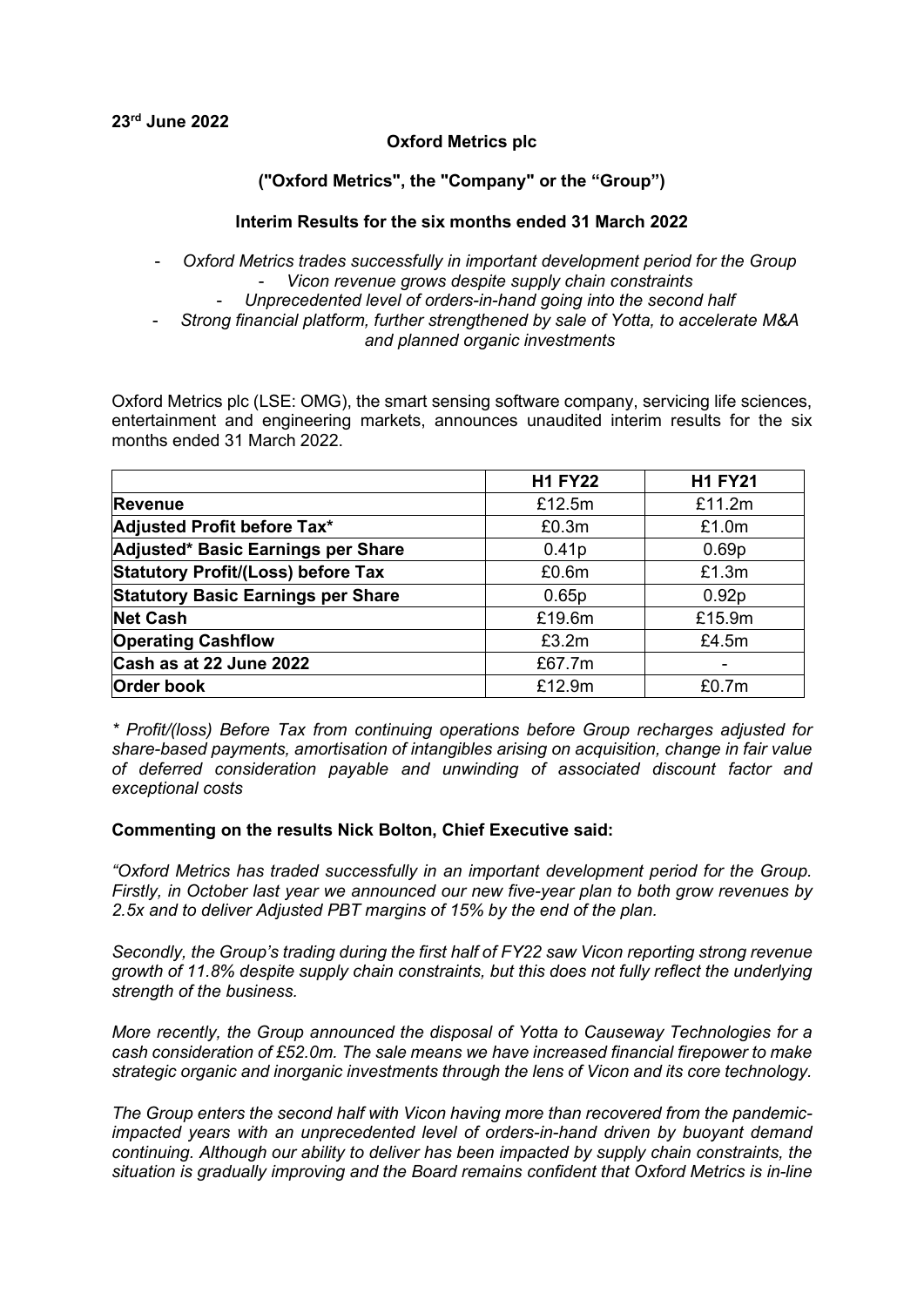**23rd June 2022**

**Oxford Metrics plc**

**("Oxford Metrics", the "Company" or the "Group")**

**Interim Results for the six months ended 31 March 2022**

- *Oxford Metrics trades successfully in important development period for the Group*
  - *Vicon revenue grows despite supply chain constraints*
  - *Unprecedented level of orders-in-hand going into the second half*
- *Strong financial platform, further strengthened by sale of Yotta, to accelerate M&A and planned organic investments*

Oxford Metrics plc (LSE: OMG), the smart sensing software company, servicing life sciences, entertainment and engineering markets, announces unaudited interim results for the six months ended 31 March 2022.

| | **H1 FY22** | **H1 FY21** |
|---|---|---|
| **Revenue** | £12.5m | £11.2m |
| **Adjusted Profit before Tax*** | £0.3m | £1.0m |
| **Adjusted* Basic Earnings per Share** | 0.41p | 0.69p |
| **Statutory Profit/(Loss) before Tax** | £0.6m | £1.3m |
| **Statutory Basic Earnings per Share** | 0.65p | 0.92p |
| **Net Cash** | £19.6m | £15.9m |
| **Operating Cashflow** | £3.2m | £4.5m |
| **Cash as at 22 June 2022** | £67.7m | - |
| **Order book** | £12.9m | £0.7m |

*\* Profit/(loss) Before Tax from continuing operations before Group recharges adjusted for share-based payments, amortisation of intangibles arising on acquisition, change in fair value of deferred consideration payable and unwinding of associated discount factor and exceptional costs*

**Commenting on the results Nick Bolton, Chief Executive said:**

*"Oxford Metrics has traded successfully in an important development period for the Group. Firstly, in October last year we announced our new five-year plan to both grow revenues by 2.5x and to deliver Adjusted PBT margins of 15% by the end of the plan.*

*Secondly, the Group's trading during the first half of FY22 saw Vicon reporting strong revenue growth of 11.8% despite supply chain constraints, but this does not fully reflect the underlying strength of the business.*

*More recently, the Group announced the disposal of Yotta to Causeway Technologies for a cash consideration of £52.0m. The sale means we have increased financial firepower to make strategic organic and inorganic investments through the lens of Vicon and its core technology.*

*The Group enters the second half with Vicon having more than recovered from the pandemic-impacted years with an unprecedented level of orders-in-hand driven by buoyant demand continuing. Although our ability to deliver has been impacted by supply chain constraints, the situation is gradually improving and the Board remains confident that Oxford Metrics is in-line*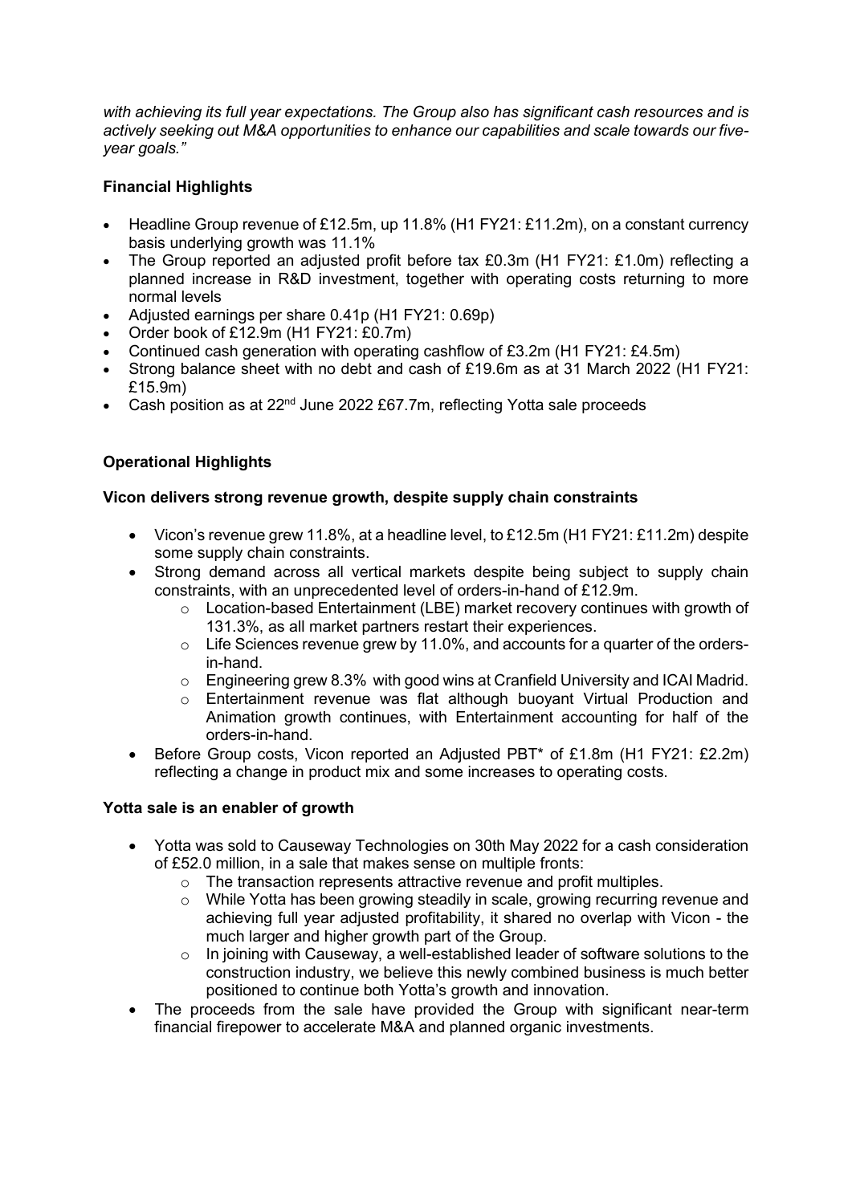*with achieving its full year expectations. The Group also has significant cash resources and is actively seeking out M&A opportunities to enhance our capabilities and scale towards our five-year goals."*

**Financial Highlights**

- Headline Group revenue of £12.5m, up 11.8% (H1 FY21: £11.2m), on a constant currency basis underlying growth was 11.1%
- The Group reported an adjusted profit before tax £0.3m (H1 FY21: £1.0m) reflecting a planned increase in R&D investment, together with operating costs returning to more normal levels
- Adjusted earnings per share 0.41p (H1 FY21: 0.69p)
- Order book of £12.9m (H1 FY21: £0.7m)
- Continued cash generation with operating cashflow of £3.2m (H1 FY21: £4.5m)
- Strong balance sheet with no debt and cash of £19.6m as at 31 March 2022 (H1 FY21: £15.9m)
- Cash position as at 22nd June 2022 £67.7m, reflecting Yotta sale proceeds

**Operational Highlights**

**Vicon delivers strong revenue growth, despite supply chain constraints**

- Vicon's revenue grew 11.8%, at a headline level, to £12.5m (H1 FY21: £11.2m) despite some supply chain constraints.
- Strong demand across all vertical markets despite being subject to supply chain constraints, with an unprecedented level of orders-in-hand of £12.9m.
  - Location-based Entertainment (LBE) market recovery continues with growth of 131.3%, as all market partners restart their experiences.
  - Life Sciences revenue grew by 11.0%, and accounts for a quarter of the orders-in-hand.
  - Engineering grew 8.3% with good wins at Cranfield University and ICAI Madrid.
  - Entertainment revenue was flat although buoyant Virtual Production and Animation growth continues, with Entertainment accounting for half of the orders-in-hand.
- Before Group costs, Vicon reported an Adjusted PBT* of £1.8m (H1 FY21: £2.2m) reflecting a change in product mix and some increases to operating costs.

**Yotta sale is an enabler of growth**

- Yotta was sold to Causeway Technologies on 30th May 2022 for a cash consideration of £52.0 million, in a sale that makes sense on multiple fronts:
  - The transaction represents attractive revenue and profit multiples.
  - While Yotta has been growing steadily in scale, growing recurring revenue and achieving full year adjusted profitability, it shared no overlap with Vicon - the much larger and higher growth part of the Group.
  - In joining with Causeway, a well-established leader of software solutions to the construction industry, we believe this newly combined business is much better positioned to continue both Yotta's growth and innovation.
- The proceeds from the sale have provided the Group with significant near-term financial firepower to accelerate M&A and planned organic investments.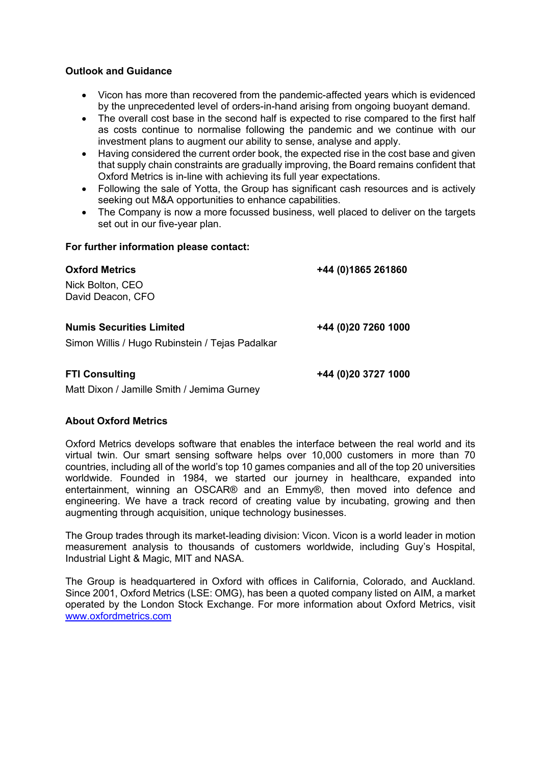**Outlook and Guidance**

- Vicon has more than recovered from the pandemic-affected years which is evidenced by the unprecedented level of orders-in-hand arising from ongoing buoyant demand.
- The overall cost base in the second half is expected to rise compared to the first half as costs continue to normalise following the pandemic and we continue with our investment plans to augment our ability to sense, analyse and apply.
- Having considered the current order book, the expected rise in the cost base and given that supply chain constraints are gradually improving, the Board remains confident that Oxford Metrics is in-line with achieving its full year expectations.
- Following the sale of Yotta, the Group has significant cash resources and is actively seeking out M&A opportunities to enhance capabilities.
- The Company is now a more focussed business, well placed to deliver on the targets set out in our five-year plan.

**For further information please contact:**

| | |
|---|---|
| **Oxford Metrics**<br>Nick Bolton, CEO<br>David Deacon, CFO | **+44 (0)1865 261860** |
| **Numis Securities Limited**<br>Simon Willis / Hugo Rubinstein / Tejas Padalkar | **+44 (0)20 7260 1000** |
| **FTI Consulting**<br>Matt Dixon / Jamille Smith / Jemima Gurney | **+44 (0)20 3727 1000** |

**About Oxford Metrics**

Oxford Metrics develops software that enables the interface between the real world and its virtual twin. Our smart sensing software helps over 10,000 customers in more than 70 countries, including all of the world's top 10 games companies and all of the top 20 universities worldwide. Founded in 1984, we started our journey in healthcare, expanded into entertainment, winning an OSCAR® and an Emmy®, then moved into defence and engineering. We have a track record of creating value by incubating, growing and then augmenting through acquisition, unique technology businesses.

The Group trades through its market-leading division: Vicon. Vicon is a world leader in motion measurement analysis to thousands of customers worldwide, including Guy's Hospital, Industrial Light & Magic, MIT and NASA.

The Group is headquartered in Oxford with offices in California, Colorado, and Auckland. Since 2001, Oxford Metrics (LSE: OMG), has been a quoted company listed on AIM, a market operated by the London Stock Exchange. For more information about Oxford Metrics, visit www.oxfordmetrics.com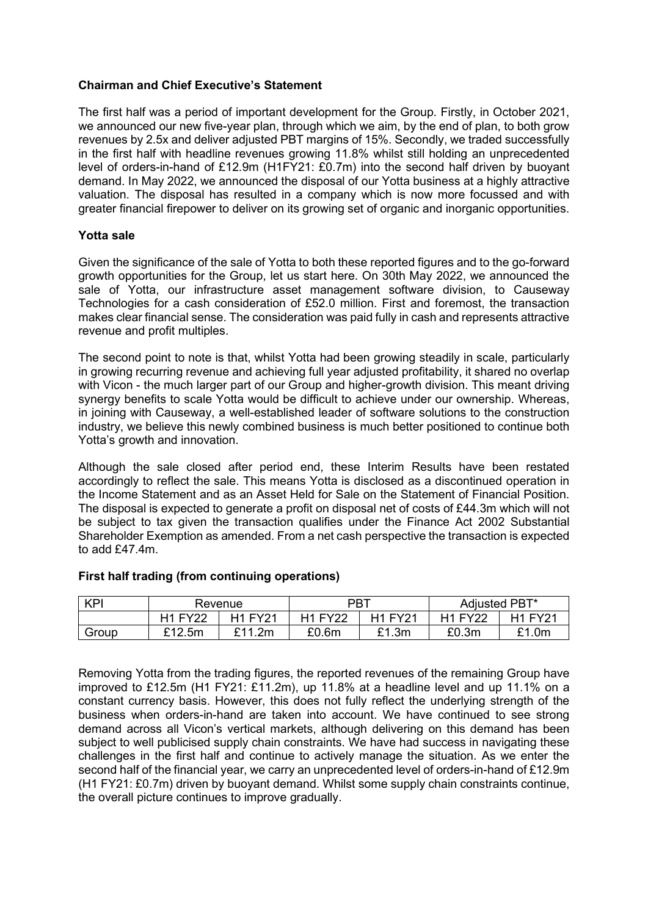**Chairman and Chief Executive's Statement**

The first half was a period of important development for the Group. Firstly, in October 2021, we announced our new five-year plan, through which we aim, by the end of plan, to both grow revenues by 2.5x and deliver adjusted PBT margins of 15%. Secondly, we traded successfully in the first half with headline revenues growing 11.8% whilst still holding an unprecedented level of orders-in-hand of £12.9m (H1FY21: £0.7m) into the second half driven by buoyant demand. In May 2022, we announced the disposal of our Yotta business at a highly attractive valuation. The disposal has resulted in a company which is now more focussed and with greater financial firepower to deliver on its growing set of organic and inorganic opportunities.

**Yotta sale**

Given the significance of the sale of Yotta to both these reported figures and to the go-forward growth opportunities for the Group, let us start here. On 30th May 2022, we announced the sale of Yotta, our infrastructure asset management software division, to Causeway Technologies for a cash consideration of £52.0 million. First and foremost, the transaction makes clear financial sense. The consideration was paid fully in cash and represents attractive revenue and profit multiples.

The second point to note is that, whilst Yotta had been growing steadily in scale, particularly in growing recurring revenue and achieving full year adjusted profitability, it shared no overlap with Vicon - the much larger part of our Group and higher-growth division. This meant driving synergy benefits to scale Yotta would be difficult to achieve under our ownership. Whereas, in joining with Causeway, a well-established leader of software solutions to the construction industry, we believe this newly combined business is much better positioned to continue both Yotta's growth and innovation.

Although the sale closed after period end, these Interim Results have been restated accordingly to reflect the sale. This means Yotta is disclosed as a discontinued operation in the Income Statement and as an Asset Held for Sale on the Statement of Financial Position. The disposal is expected to generate a profit on disposal net of costs of £44.3m which will not be subject to tax given the transaction qualifies under the Finance Act 2002 Substantial Shareholder Exemption as amended. From a net cash perspective the transaction is expected to add £47.4m.

**First half trading (from continuing operations)**

| KPI | Revenue | | PBT | | Adjusted PBT* | |
|---|---|---|---|---|---|---|
| | H1 FY22 | H1 FY21 | H1 FY22 | H1 FY21 | H1 FY22 | H1 FY21 |
| Group | £12.5m | £11.2m | £0.6m | £1.3m | £0.3m | £1.0m |

Removing Yotta from the trading figures, the reported revenues of the remaining Group have improved to £12.5m (H1 FY21: £11.2m), up 11.8% at a headline level and up 11.1% on a constant currency basis. However, this does not fully reflect the underlying strength of the business when orders-in-hand are taken into account. We have continued to see strong demand across all Vicon's vertical markets, although delivering on this demand has been subject to well publicised supply chain constraints. We have had success in navigating these challenges in the first half and continue to actively manage the situation. As we enter the second half of the financial year, we carry an unprecedented level of orders-in-hand of £12.9m (H1 FY21: £0.7m) driven by buoyant demand. Whilst some supply chain constraints continue, the overall picture continues to improve gradually.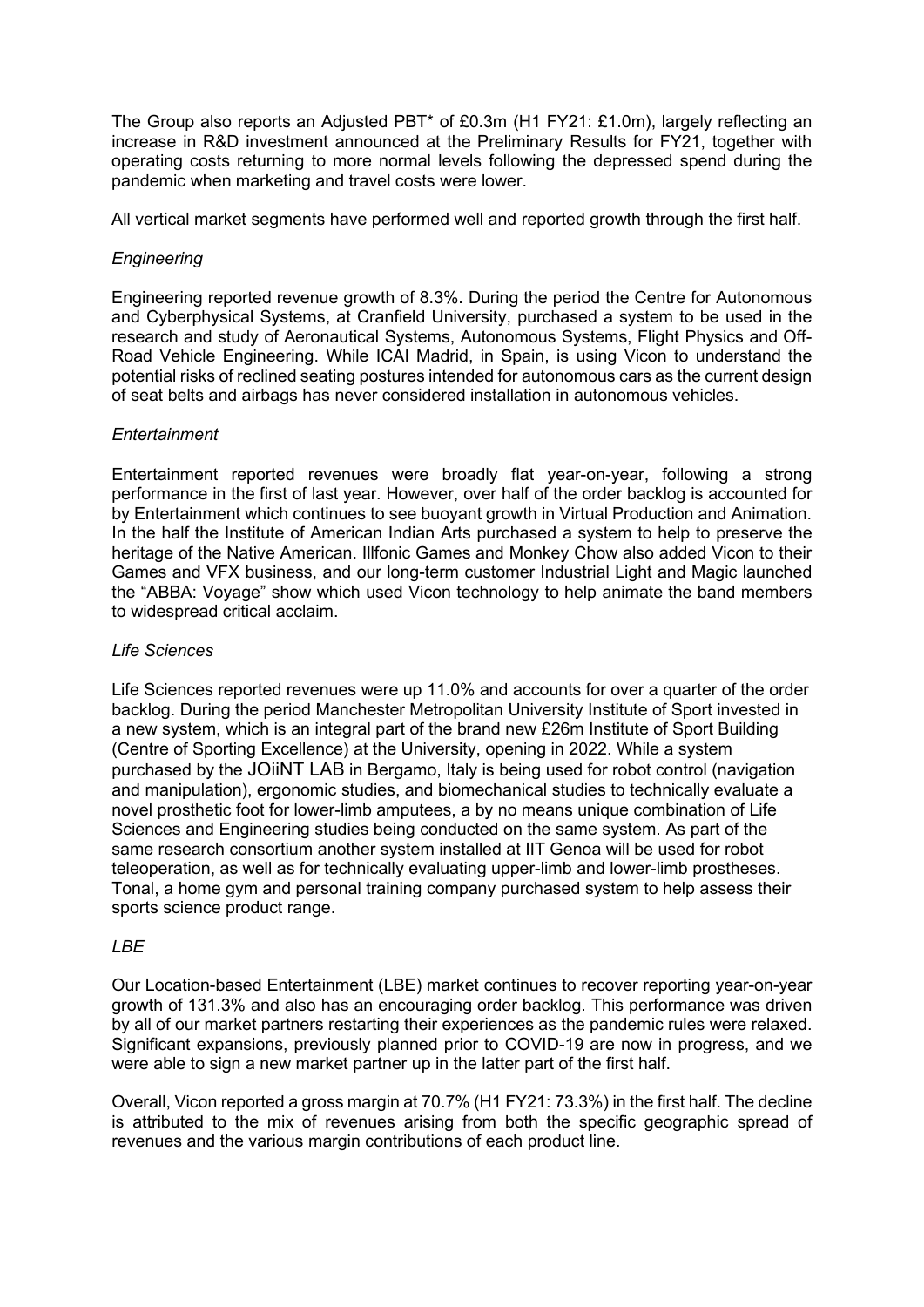The Group also reports an Adjusted PBT* of £0.3m (H1 FY21: £1.0m), largely reflecting an increase in R&D investment announced at the Preliminary Results for FY21, together with operating costs returning to more normal levels following the depressed spend during the pandemic when marketing and travel costs were lower.

All vertical market segments have performed well and reported growth through the first half.

*Engineering*

Engineering reported revenue growth of 8.3%. During the period the Centre for Autonomous and Cyberphysical Systems, at Cranfield University, purchased a system to be used in the research and study of Aeronautical Systems, Autonomous Systems, Flight Physics and Off-Road Vehicle Engineering. While ICAI Madrid, in Spain, is using Vicon to understand the potential risks of reclined seating postures intended for autonomous cars as the current design of seat belts and airbags has never considered installation in autonomous vehicles.

*Entertainment*

Entertainment reported revenues were broadly flat year-on-year, following a strong performance in the first of last year. However, over half of the order backlog is accounted for by Entertainment which continues to see buoyant growth in Virtual Production and Animation. In the half the Institute of American Indian Arts purchased a system to help to preserve the heritage of the Native American. Illfonic Games and Monkey Chow also added Vicon to their Games and VFX business, and our long-term customer Industrial Light and Magic launched the "ABBA: Voyage" show which used Vicon technology to help animate the band members to widespread critical acclaim.

*Life Sciences*

Life Sciences reported revenues were up 11.0% and accounts for over a quarter of the order backlog. During the period Manchester Metropolitan University Institute of Sport invested in a new system, which is an integral part of the brand new £26m Institute of Sport Building (Centre of Sporting Excellence) at the University, opening in 2022. While a system purchased by the JOiiNT LAB in Bergamo, Italy is being used for robot control (navigation and manipulation), ergonomic studies, and biomechanical studies to technically evaluate a novel prosthetic foot for lower-limb amputees, a by no means unique combination of Life Sciences and Engineering studies being conducted on the same system. As part of the same research consortium another system installed at IIT Genoa will be used for robot teleoperation, as well as for technically evaluating upper-limb and lower-limb prostheses. Tonal, a home gym and personal training company purchased system to help assess their sports science product range.

*LBE*

Our Location-based Entertainment (LBE) market continues to recover reporting year-on-year growth of 131.3% and also has an encouraging order backlog. This performance was driven by all of our market partners restarting their experiences as the pandemic rules were relaxed. Significant expansions, previously planned prior to COVID-19 are now in progress, and we were able to sign a new market partner up in the latter part of the first half.

Overall, Vicon reported a gross margin at 70.7% (H1 FY21: 73.3%) in the first half. The decline is attributed to the mix of revenues arising from both the specific geographic spread of revenues and the various margin contributions of each product line.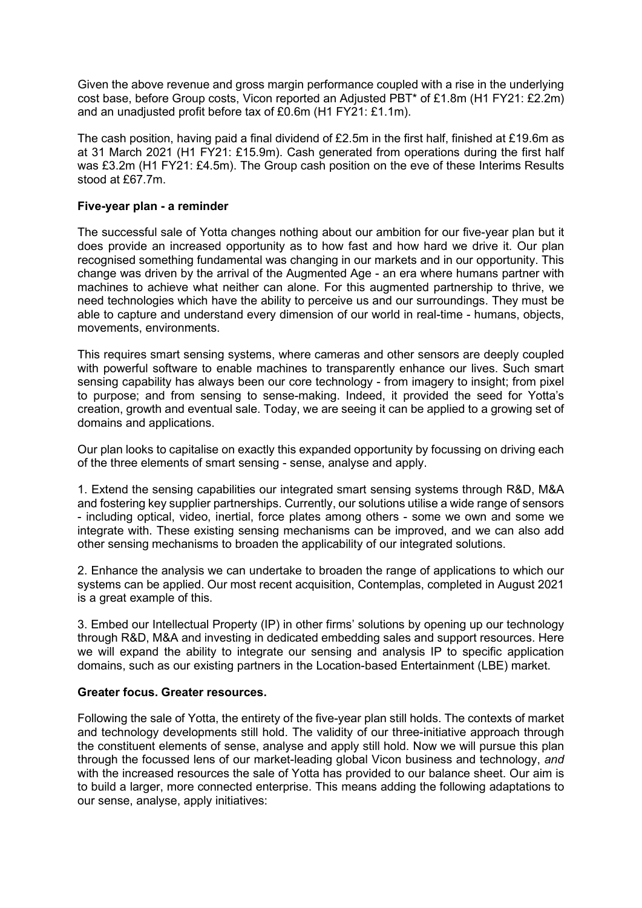Given the above revenue and gross margin performance coupled with a rise in the underlying cost base, before Group costs, Vicon reported an Adjusted PBT* of £1.8m (H1 FY21: £2.2m) and an unadjusted profit before tax of £0.6m (H1 FY21: £1.1m).

The cash position, having paid a final dividend of £2.5m in the first half, finished at £19.6m as at 31 March 2021 (H1 FY21: £15.9m). Cash generated from operations during the first half was £3.2m (H1 FY21: £4.5m). The Group cash position on the eve of these Interims Results stood at £67.7m.

**Five-year plan - a reminder**

The successful sale of Yotta changes nothing about our ambition for our five-year plan but it does provide an increased opportunity as to how fast and how hard we drive it. Our plan recognised something fundamental was changing in our markets and in our opportunity. This change was driven by the arrival of the Augmented Age - an era where humans partner with machines to achieve what neither can alone. For this augmented partnership to thrive, we need technologies which have the ability to perceive us and our surroundings. They must be able to capture and understand every dimension of our world in real-time - humans, objects, movements, environments.

This requires smart sensing systems, where cameras and other sensors are deeply coupled with powerful software to enable machines to transparently enhance our lives. Such smart sensing capability has always been our core technology - from imagery to insight; from pixel to purpose; and from sensing to sense-making. Indeed, it provided the seed for Yotta's creation, growth and eventual sale. Today, we are seeing it can be applied to a growing set of domains and applications.

Our plan looks to capitalise on exactly this expanded opportunity by focussing on driving each of the three elements of smart sensing - sense, analyse and apply.

1. Extend the sensing capabilities our integrated smart sensing systems through R&D, M&A and fostering key supplier partnerships. Currently, our solutions utilise a wide range of sensors - including optical, video, inertial, force plates among others - some we own and some we integrate with. These existing sensing mechanisms can be improved, and we can also add other sensing mechanisms to broaden the applicability of our integrated solutions.

2. Enhance the analysis we can undertake to broaden the range of applications to which our systems can be applied. Our most recent acquisition, Contemplas, completed in August 2021 is a great example of this.

3. Embed our Intellectual Property (IP) in other firms' solutions by opening up our technology through R&D, M&A and investing in dedicated embedding sales and support resources. Here we will expand the ability to integrate our sensing and analysis IP to specific application domains, such as our existing partners in the Location-based Entertainment (LBE) market.

**Greater focus. Greater resources.**

Following the sale of Yotta, the entirety of the five-year plan still holds. The contexts of market and technology developments still hold. The validity of our three-initiative approach through the constituent elements of sense, analyse and apply still hold. Now we will pursue this plan through the focussed lens of our market-leading global Vicon business and technology, *and* with the increased resources the sale of Yotta has provided to our balance sheet. Our aim is to build a larger, more connected enterprise. This means adding the following adaptations to our sense, analyse, apply initiatives: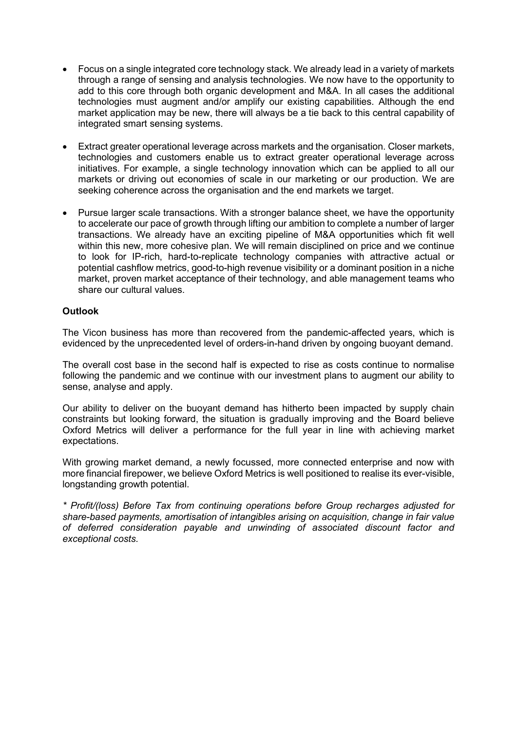- Focus on a single integrated core technology stack. We already lead in a variety of markets through a range of sensing and analysis technologies. We now have to the opportunity to add to this core through both organic development and M&A. In all cases the additional technologies must augment and/or amplify our existing capabilities. Although the end market application may be new, there will always be a tie back to this central capability of integrated smart sensing systems.

- Extract greater operational leverage across markets and the organisation. Closer markets, technologies and customers enable us to extract greater operational leverage across initiatives. For example, a single technology innovation which can be applied to all our markets or driving out economies of scale in our marketing or our production. We are seeking coherence across the organisation and the end markets we target.

- Pursue larger scale transactions. With a stronger balance sheet, we have the opportunity to accelerate our pace of growth through lifting our ambition to complete a number of larger transactions. We already have an exciting pipeline of M&A opportunities which fit well within this new, more cohesive plan. We will remain disciplined on price and we continue to look for IP-rich, hard-to-replicate technology companies with attractive actual or potential cashflow metrics, good-to-high revenue visibility or a dominant position in a niche market, proven market acceptance of their technology, and able management teams who share our cultural values.

**Outlook**

The Vicon business has more than recovered from the pandemic-affected years, which is evidenced by the unprecedented level of orders-in-hand driven by ongoing buoyant demand.

The overall cost base in the second half is expected to rise as costs continue to normalise following the pandemic and we continue with our investment plans to augment our ability to sense, analyse and apply.

Our ability to deliver on the buoyant demand has hitherto been impacted by supply chain constraints but looking forward, the situation is gradually improving and the Board believe Oxford Metrics will deliver a performance for the full year in line with achieving market expectations.

With growing market demand, a newly focussed, more connected enterprise and now with more financial firepower, we believe Oxford Metrics is well positioned to realise its ever-visible, longstanding growth potential.

*\* Profit/(loss) Before Tax from continuing operations before Group recharges adjusted for share-based payments, amortisation of intangibles arising on acquisition, change in fair value of deferred consideration payable and unwinding of associated discount factor and exceptional costs.*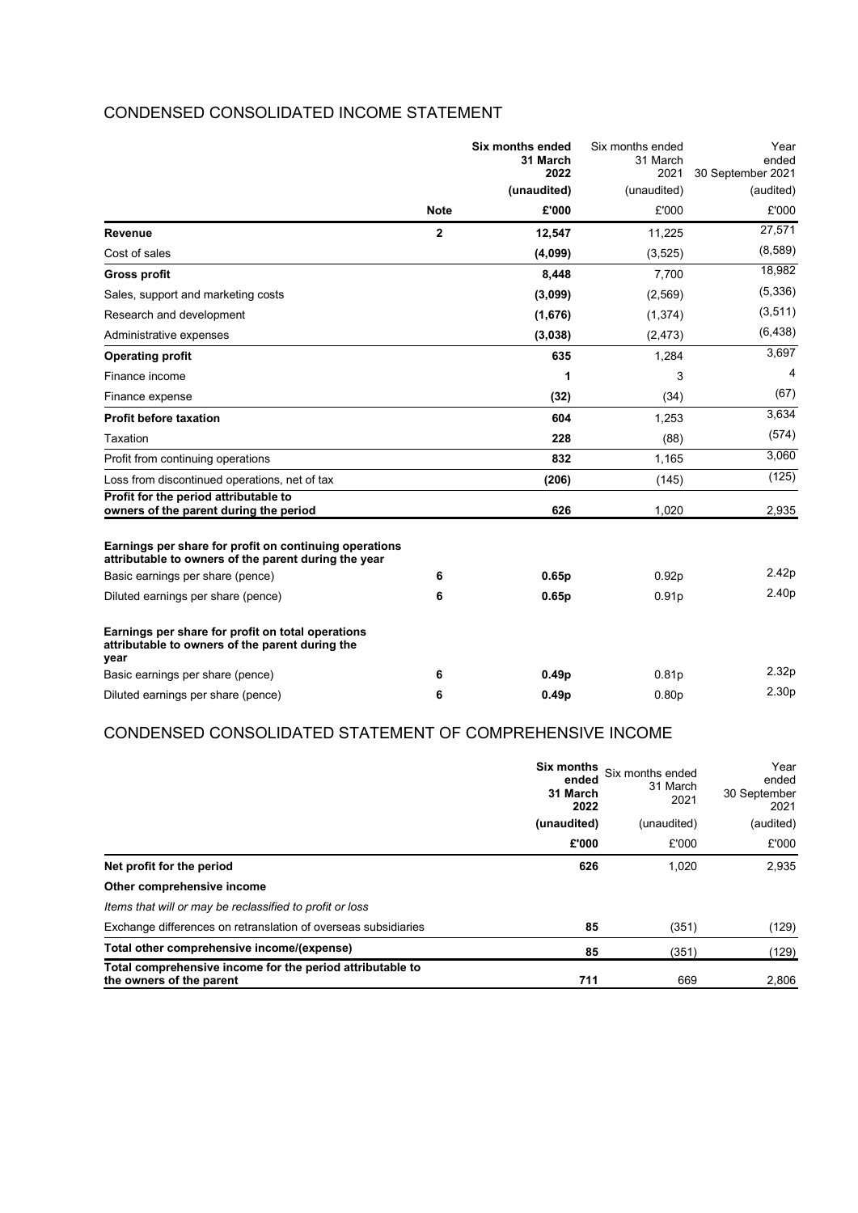## CONDENSED CONSOLIDATED INCOME STATEMENT

| | Note | **Six months ended 31 March 2022** | Six months ended 31 March 2021 | Year ended 30 September 2021 |
|---|---|---|---|---|
| | | **(unaudited)** | (unaudited) | (audited) |
| | | **£'000** | £'000 | £'000 |
| **Revenue** | **2** | **12,547** | 11,225 | 27,571 |
| Cost of sales | | **(4,099)** | (3,525) | (8,589) |
| **Gross profit** | | **8,448** | 7,700 | 18,982 |
| Sales, support and marketing costs | | **(3,099)** | (2,569) | (5,336) |
| Research and development | | **(1,676)** | (1,374) | (3,511) |
| Administrative expenses | | **(3,038)** | (2,473) | (6,438) |
| **Operating profit** | | **635** | 1,284 | 3,697 |
| Finance income | | **1** | 3 | 4 |
| Finance expense | | **(32)** | (34) | (67) |
| **Profit before taxation** | | **604** | 1,253 | 3,634 |
| Taxation | | **228** | (88) | (574) |
| Profit from continuing operations | | **832** | 1,165 | 3,060 |
| Loss from discontinued operations, net of tax | | **(206)** | (145) | (125) |
| **Profit for the period attributable to owners of the parent during the period** | | **626** | 1,020 | 2,935 |
| **Earnings per share for profit on continuing operations attributable to owners of the parent during the year** | | | | |
| Basic earnings per share (pence) | **6** | **0.65p** | 0.92p | 2.42p |
| Diluted earnings per share (pence) | **6** | **0.65p** | 0.91p | 2.40p |
| **Earnings per share for profit on total operations attributable to owners of the parent during the year** | | | | |
| Basic earnings per share (pence) | **6** | **0.49p** | 0.81p | 2.32p |
| Diluted earnings per share (pence) | **6** | **0.49p** | 0.80p | 2.30p |

## CONDENSED CONSOLIDATED STATEMENT OF COMPREHENSIVE INCOME

| | **Six months ended 31 March 2022** | Six months ended 31 March 2021 | Year ended 30 September 2021 |
|---|---|---|---|
| | **(unaudited)** | (unaudited) | (audited) |
| | **£'000** | £'000 | £'000 |
| **Net profit for the period** | **626** | 1,020 | 2,935 |
| **Other comprehensive income** | | | |
| *Items that will or may be reclassified to profit or loss* | | | |
| Exchange differences on retranslation of overseas subsidiaries | **85** | (351) | (129) |
| **Total other comprehensive income/(expense)** | **85** | (351) | (129) |
| **Total comprehensive income for the period attributable to the owners of the parent** | **711** | 669 | 2,806 |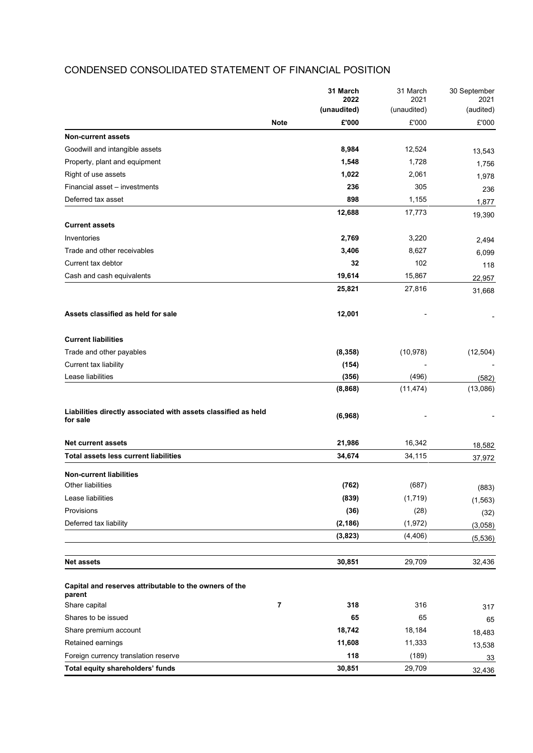# CONDENSED CONSOLIDATED STATEMENT OF FINANCIAL POSITION

| | Note | **31 March 2022 (unaudited)** | 31 March 2021 (unaudited) | 30 September 2021 (audited) |
|---|---|---|---|---|
| | | **£'000** | £'000 | £'000 |
| **Non-current assets** | | | | |
| Goodwill and intangible assets | | **8,984** | 12,524 | 13,543 |
| Property, plant and equipment | | **1,548** | 1,728 | 1,756 |
| Right of use assets | | **1,022** | 2,061 | 1,978 |
| Financial asset – investments | | **236** | 305 | 236 |
| Deferred tax asset | | **898** | 1,155 | 1,877 |
| | | **12,688** | 17,773 | 19,390 |
| **Current assets** | | | | |
| Inventories | | **2,769** | 3,220 | 2,494 |
| Trade and other receivables | | **3,406** | 8,627 | 6,099 |
| Current tax debtor | | **32** | 102 | 118 |
| Cash and cash equivalents | | **19,614** | 15,867 | 22,957 |
| | | **25,821** | 27,816 | 31,668 |
| **Assets classified as held for sale** | | **12,001** | - | - |
| **Current liabilities** | | | | |
| Trade and other payables | | **(8,358)** | (10,978) | (12,504) |
| Current tax liability | | **(154)** | - | - |
| Lease liabilities | | **(356)** | (496) | (582) |
| | | **(8,868)** | (11,474) | (13,086) |
| **Liabilities directly associated with assets classified as held for sale** | | **(6,968)** | - | - |
| **Net current assets** | | **21,986** | 16,342 | 18,582 |
| **Total assets less current liabilities** | | **34,674** | 34,115 | 37,972 |
| **Non-current liabilities** | | | | |
| Other liabilities | | **(762)** | (687) | (883) |
| Lease liabilities | | **(839)** | (1,719) | (1,563) |
| Provisions | | **(36)** | (28) | (32) |
| Deferred tax liability | | **(2,186)** | (1,972) | (3,058) |
| | | **(3,823)** | (4,406) | (5,536) |
| **Net assets** | | **30,851** | 29,709 | 32,436 |
| **Capital and reserves attributable to the owners of the parent** | | | | |
| Share capital | 7 | **318** | 316 | 317 |
| Shares to be issued | | **65** | 65 | 65 |
| Share premium account | | **18,742** | 18,184 | 18,483 |
| Retained earnings | | **11,608** | 11,333 | 13,538 |
| Foreign currency translation reserve | | **118** | (189) | 33 |
| **Total equity shareholders' funds** | | **30,851** | 29,709 | 32,436 |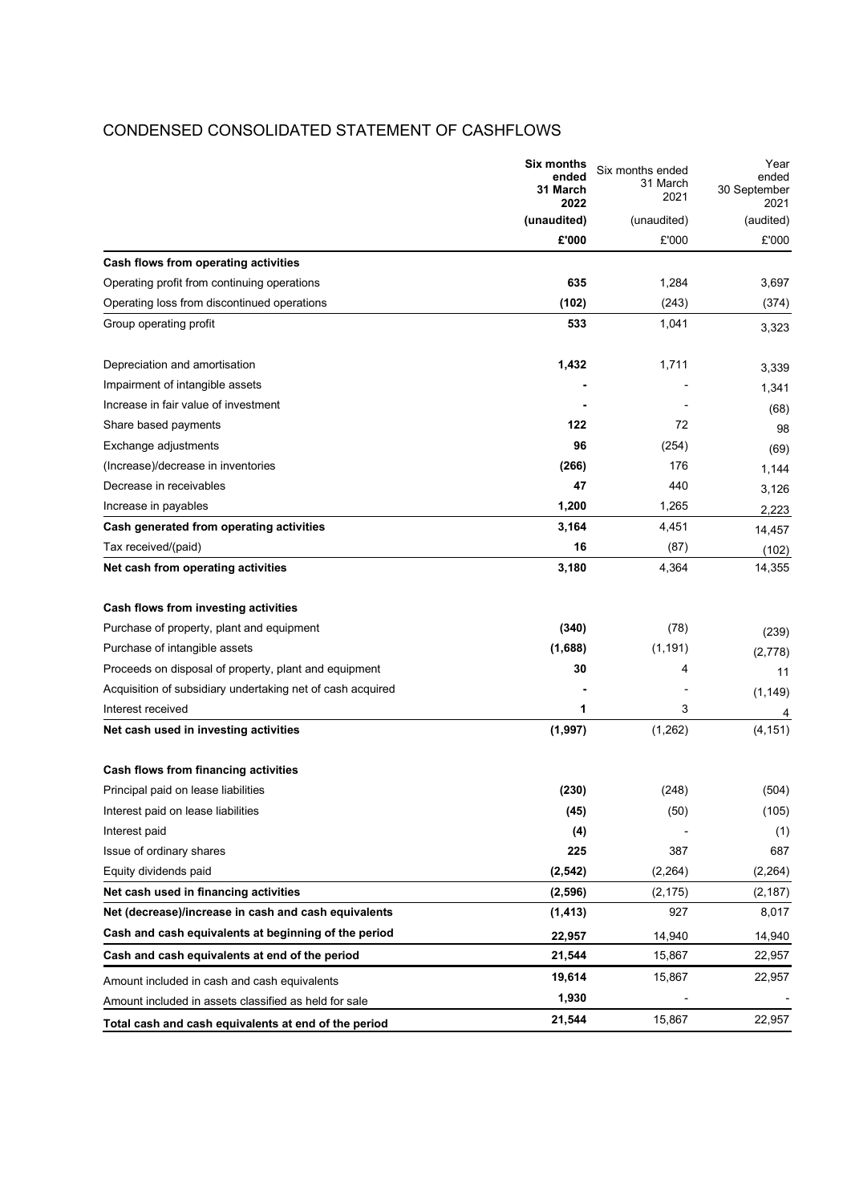# CONDENSED CONSOLIDATED STATEMENT OF CASHFLOWS

| | **Six months ended 31 March 2022** | Six months ended 31 March 2021 | Year ended 30 September 2021 |
|---|---|---|---|
| | **(unaudited)** | (unaudited) | (audited) |
| | **£'000** | £'000 | £'000 |
| **Cash flows from operating activities** | | | |
| Operating profit from continuing operations | **635** | 1,284 | 3,697 |
| Operating loss from discontinued operations | **(102)** | (243) | (374) |
| Group operating profit | **533** | 1,041 | 3,323 |
| | | | |
| Depreciation and amortisation | **1,432** | 1,711 | 3,339 |
| Impairment of intangible assets | **-** | - | 1,341 |
| Increase in fair value of investment | **-** | - | (68) |
| Share based payments | **122** | 72 | 98 |
| Exchange adjustments | **96** | (254) | (69) |
| (Increase)/decrease in inventories | **(266)** | 176 | 1,144 |
| Decrease in receivables | **47** | 440 | 3,126 |
| Increase in payables | **1,200** | 1,265 | 2,223 |
| **Cash generated from operating activities** | **3,164** | 4,451 | 14,457 |
| Tax received/(paid) | **16** | (87) | (102) |
| **Net cash from operating activities** | **3,180** | 4,364 | 14,355 |
| | | | |
| **Cash flows from investing activities** | | | |
| Purchase of property, plant and equipment | **(340)** | (78) | (239) |
| Purchase of intangible assets | **(1,688)** | (1,191) | (2,778) |
| Proceeds on disposal of property, plant and equipment | **30** | 4 | 11 |
| Acquisition of subsidiary undertaking net of cash acquired | **-** | - | (1,149) |
| Interest received | **1** | 3 | 4 |
| **Net cash used in investing activities** | **(1,997)** | (1,262) | (4,151) |
| | | | |
| **Cash flows from financing activities** | | | |
| Principal paid on lease liabilities | **(230)** | (248) | (504) |
| Interest paid on lease liabilities | **(45)** | (50) | (105) |
| Interest paid | **(4)** | - | (1) |
| Issue of ordinary shares | **225** | 387 | 687 |
| Equity dividends paid | **(2,542)** | (2,264) | (2,264) |
| **Net cash used in financing activities** | **(2,596)** | (2,175) | (2,187) |
| **Net (decrease)/increase in cash and cash equivalents** | **(1,413)** | 927 | 8,017 |
| **Cash and cash equivalents at beginning of the period** | **22,957** | 14,940 | 14,940 |
| **Cash and cash equivalents at end of the period** | **21,544** | 15,867 | 22,957 |
| Amount included in cash and cash equivalents | **19,614** | 15,867 | 22,957 |
| Amount included in assets classified as held for sale | **1,930** | - | - |
| **Total cash and cash equivalents at end of the period** | **21,544** | 15,867 | 22,957 |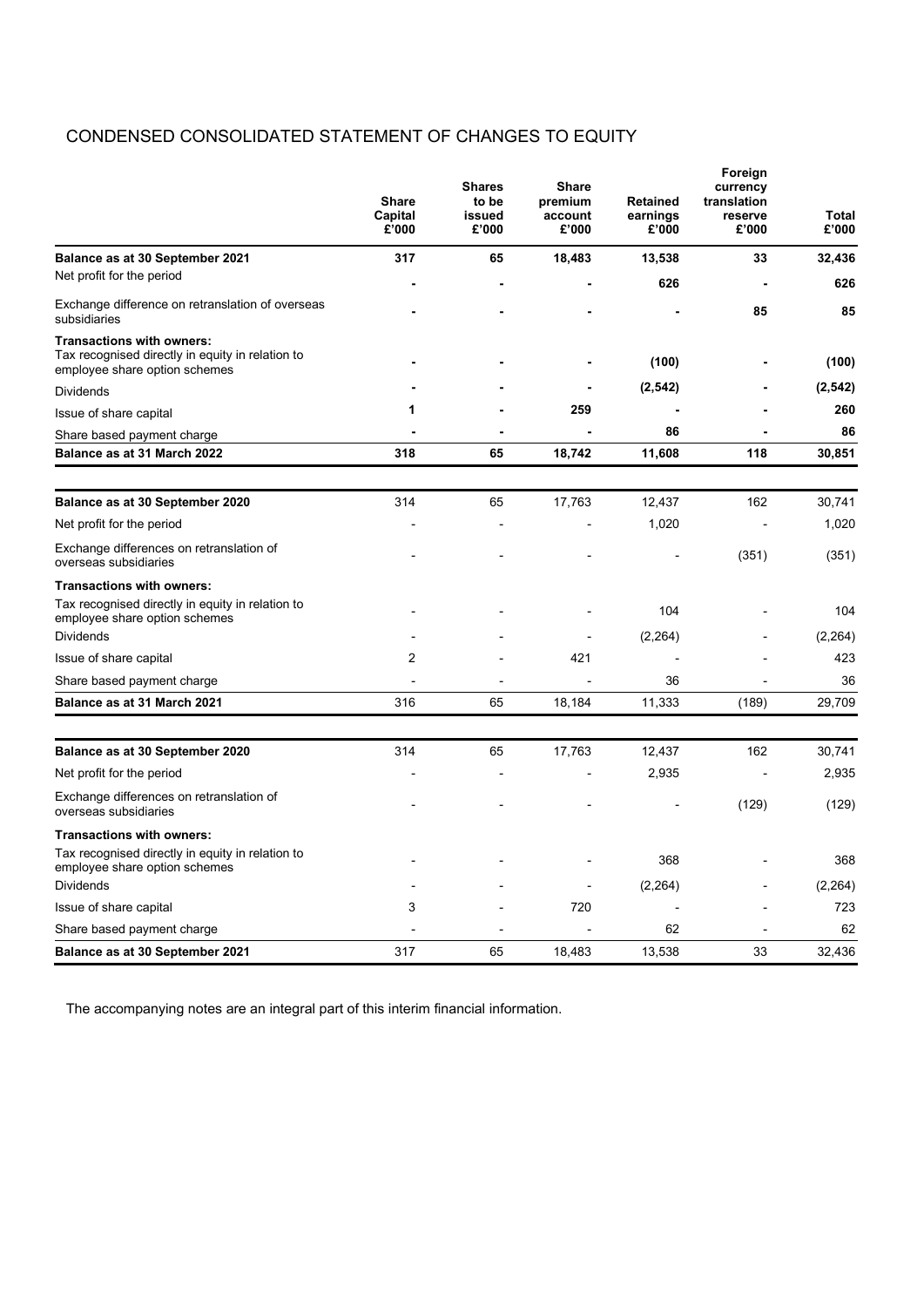# CONDENSED CONSOLIDATED STATEMENT OF CHANGES TO EQUITY

| | Share Capital £'000 | Shares to be issued £'000 | Share premium account £'000 | Retained earnings £'000 | Foreign currency translation reserve £'000 | Total £'000 |
|---|---|---|---|---|---|---|
| **Balance as at 30 September 2021** | **317** | **65** | **18,483** | **13,538** | **33** | **32,436** |
| Net profit for the period | **-** | **-** | **-** | **626** | **-** | **626** |
| Exchange difference on retranslation of overseas subsidiaries | **-** | **-** | **-** | **-** | **85** | **85** |
| **Transactions with owners:** | | | | | | |
| Tax recognised directly in equity in relation to employee share option schemes | **-** | **-** | **-** | **(100)** | **-** | **(100)** |
| Dividends | **-** | **-** | **-** | **(2,542)** | **-** | **(2,542)** |
| Issue of share capital | **1** | **-** | **259** | **-** | **-** | **260** |
| Share based payment charge | **-** | **-** | **-** | **86** | **-** | **86** |
| **Balance as at 31 March 2022** | **318** | **65** | **18,742** | **11,608** | **118** | **30,851** |

| | Share Capital £'000 | Shares to be issued £'000 | Share premium account £'000 | Retained earnings £'000 | Foreign currency translation reserve £'000 | Total £'000 |
|---|---|---|---|---|---|---|
| **Balance as at 30 September 2020** | 314 | 65 | 17,763 | 12,437 | 162 | 30,741 |
| Net profit for the period | - | - | - | 1,020 | - | 1,020 |
| Exchange differences on retranslation of overseas subsidiaries | - | - | - | - | (351) | (351) |
| **Transactions with owners:** | | | | | | |
| Tax recognised directly in equity in relation to employee share option schemes | - | - | - | 104 | - | 104 |
| Dividends | - | - | - | (2,264) | - | (2,264) |
| Issue of share capital | 2 | - | 421 | - | - | 423 |
| Share based payment charge | - | - | - | 36 | - | 36 |
| **Balance as at 31 March 2021** | 316 | 65 | 18,184 | 11,333 | (189) | 29,709 |

| | Share Capital £'000 | Shares to be issued £'000 | Share premium account £'000 | Retained earnings £'000 | Foreign currency translation reserve £'000 | Total £'000 |
|---|---|---|---|---|---|---|
| **Balance as at 30 September 2020** | 314 | 65 | 17,763 | 12,437 | 162 | 30,741 |
| Net profit for the period | - | - | - | 2,935 | - | 2,935 |
| Exchange differences on retranslation of overseas subsidiaries | - | - | - | - | (129) | (129) |
| **Transactions with owners:** | | | | | | |
| Tax recognised directly in equity in relation to employee share option schemes | - | - | - | 368 | - | 368 |
| Dividends | - | - | - | (2,264) | - | (2,264) |
| Issue of share capital | 3 | - | 720 | - | - | 723 |
| Share based payment charge | - | - | - | 62 | - | 62 |
| **Balance as at 30 September 2021** | 317 | 65 | 18,483 | 13,538 | 33 | 32,436 |

The accompanying notes are an integral part of this interim financial information.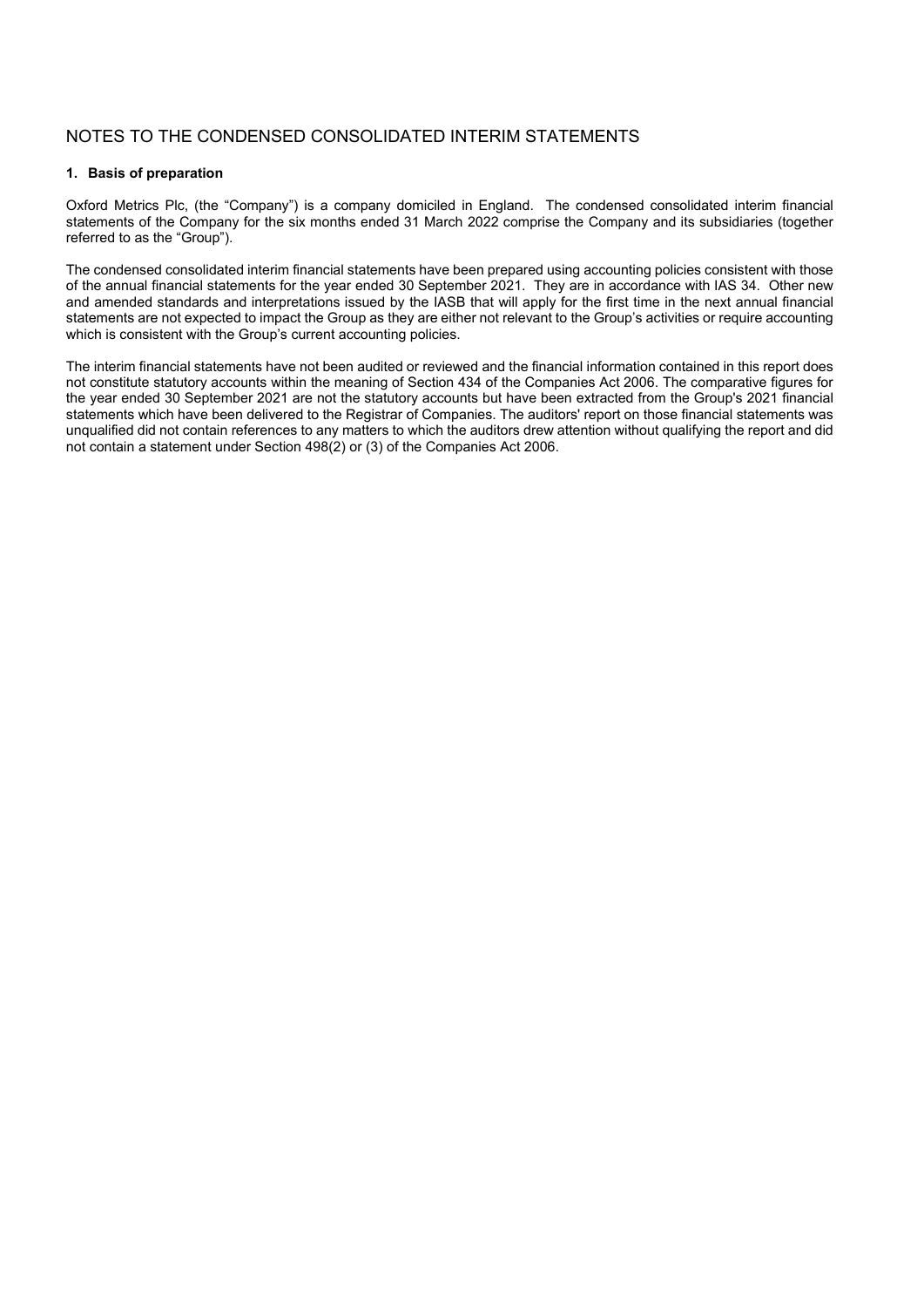## NOTES TO THE CONDENSED CONSOLIDATED INTERIM STATEMENTS

### 1. Basis of preparation

Oxford Metrics Plc, (the "Company") is a company domiciled in England. The condensed consolidated interim financial statements of the Company for the six months ended 31 March 2022 comprise the Company and its subsidiaries (together referred to as the "Group").

The condensed consolidated interim financial statements have been prepared using accounting policies consistent with those of the annual financial statements for the year ended 30 September 2021. They are in accordance with IAS 34. Other new and amended standards and interpretations issued by the IASB that will apply for the first time in the next annual financial statements are not expected to impact the Group as they are either not relevant to the Group's activities or require accounting which is consistent with the Group's current accounting policies.

The interim financial statements have not been audited or reviewed and the financial information contained in this report does not constitute statutory accounts within the meaning of Section 434 of the Companies Act 2006. The comparative figures for the year ended 30 September 2021 are not the statutory accounts but have been extracted from the Group's 2021 financial statements which have been delivered to the Registrar of Companies. The auditors' report on those financial statements was unqualified did not contain references to any matters to which the auditors drew attention without qualifying the report and did not contain a statement under Section 498(2) or (3) of the Companies Act 2006.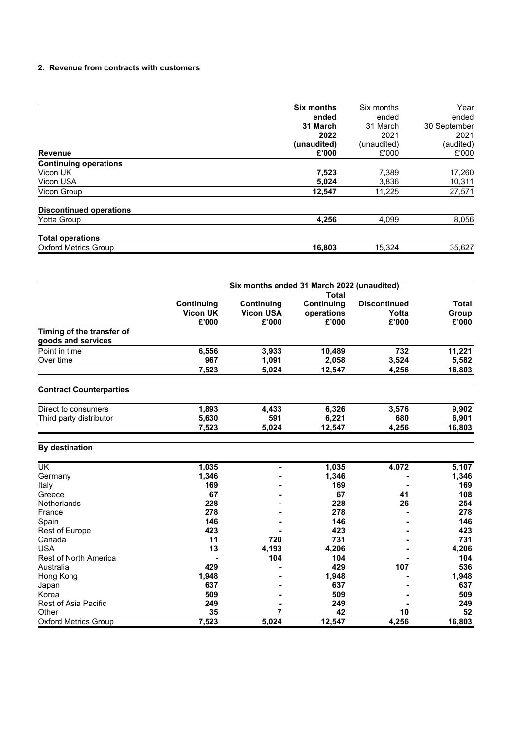**2. Revenue from contracts with customers**

| Revenue | Six months ended 31 March 2022 (unaudited) £'000 | Six months ended 31 March 2021 (unaudited) £'000 | Year ended 30 September 2021 (audited) £'000 |
|---|---|---|---|
| **Continuing operations** | | | |
| Vicon UK | **7,523** | 7,389 | 17,260 |
| Vicon USA | **5,024** | 3,836 | 10,311 |
| Vicon Group | **12,547** | 11,225 | 27,571 |
| | | | |
| **Discontinued operations** | | | |
| Yotta Group | **4,256** | 4,099 | 8,056 |
| | | | |
| **Total operations** | | | |
| Oxford Metrics Group | **16,803** | 15,324 | 35,627 |

| | Six months ended 31 March 2022 (unaudited) | | | | |
|---|---|---|---|---|---|
| | **Continuing Vicon UK £'000** | **Continuing Vicon USA £'000** | **Total Continuing operations £'000** | **Discontinued Yotta £'000** | **Total Group £'000** |
| **Timing of the transfer of goods and services** | | | | | |
| Point in time | **6,556** | **3,933** | **10,489** | **732** | **11,221** |
| Over time | **967** | **1,091** | **2,058** | **3,524** | **5,582** |
| | **7,523** | **5,024** | **12,547** | **4,256** | **16,803** |
| **Contract Counterparties** | | | | | |
| Direct to consumers | **1,893** | **4,433** | **6,326** | **3,576** | **9,902** |
| Third party distributor | **5,630** | **591** | **6,221** | **680** | **6,901** |
| | **7,523** | **5,024** | **12,547** | **4,256** | **16,803** |
| **By destination** | | | | | |
| UK | **1,035** | **-** | **1,035** | **4,072** | **5,107** |
| Germany | **1,346** | **-** | **1,346** | **-** | **1,346** |
| Italy | **169** | **-** | **169** | **-** | **169** |
| Greece | **67** | **-** | **67** | **41** | **108** |
| Netherlands | **228** | **-** | **228** | **26** | **254** |
| France | **278** | **-** | **278** | **-** | **278** |
| Spain | **146** | **-** | **146** | **-** | **146** |
| Rest of Europe | **423** | **-** | **423** | **-** | **423** |
| Canada | **11** | **720** | **731** | **-** | **731** |
| USA | **13** | **4,193** | **4,206** | **-** | **4,206** |
| Rest of North America | **-** | **104** | **104** | **-** | **104** |
| Australia | **429** | **-** | **429** | **107** | **536** |
| Hong Kong | **1,948** | **-** | **1,948** | **-** | **1,948** |
| Japan | **637** | **-** | **637** | **-** | **637** |
| Korea | **509** | **-** | **509** | **-** | **509** |
| Rest of Asia Pacific | **249** | **-** | **249** | **-** | **249** |
| Other | **35** | **7** | **42** | **10** | **52** |
| Oxford Metrics Group | **7,523** | **5,024** | **12,547** | **4,256** | **16,803** |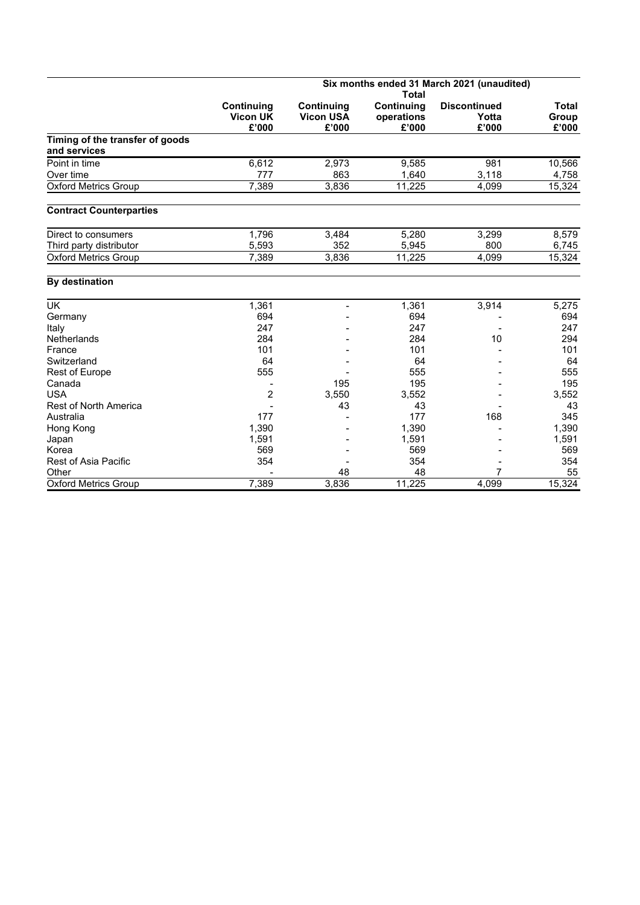| | Six months ended 31 March 2021 (unaudited) | | | | |
|---|---|---|---|---|---|
| | Continuing Vicon UK £'000 | Continuing Vicon USA £'000 | Total Continuing operations £'000 | Discontinued Yotta £'000 | Total Group £'000 |
| **Timing of the transfer of goods and services** | | | | | |
| Point in time | 6,612 | 2,973 | 9,585 | 981 | 10,566 |
| Over time | 777 | 863 | 1,640 | 3,118 | 4,758 |
| Oxford Metrics Group | 7,389 | 3,836 | 11,225 | 4,099 | 15,324 |
| **Contract Counterparties** | | | | | |
| Direct to consumers | 1,796 | 3,484 | 5,280 | 3,299 | 8,579 |
| Third party distributor | 5,593 | 352 | 5,945 | 800 | 6,745 |
| Oxford Metrics Group | 7,389 | 3,836 | 11,225 | 4,099 | 15,324 |
| **By destination** | | | | | |
| UK | 1,361 | - | 1,361 | 3,914 | 5,275 |
| Germany | 694 | - | 694 | - | 694 |
| Italy | 247 | - | 247 | - | 247 |
| Netherlands | 284 | - | 284 | 10 | 294 |
| France | 101 | - | 101 | - | 101 |
| Switzerland | 64 | - | 64 | - | 64 |
| Rest of Europe | 555 | - | 555 | - | 555 |
| Canada | - | 195 | 195 | - | 195 |
| USA | 2 | 3,550 | 3,552 | - | 3,552 |
| Rest of North America | - | 43 | 43 | - | 43 |
| Australia | 177 | - | 177 | 168 | 345 |
| Hong Kong | 1,390 | - | 1,390 | - | 1,390 |
| Japan | 1,591 | - | 1,591 | - | 1,591 |
| Korea | 569 | - | 569 | - | 569 |
| Rest of Asia Pacific | 354 | - | 354 | - | 354 |
| Other | - | 48 | 48 | 7 | 55 |
| Oxford Metrics Group | 7,389 | 3,836 | 11,225 | 4,099 | 15,324 |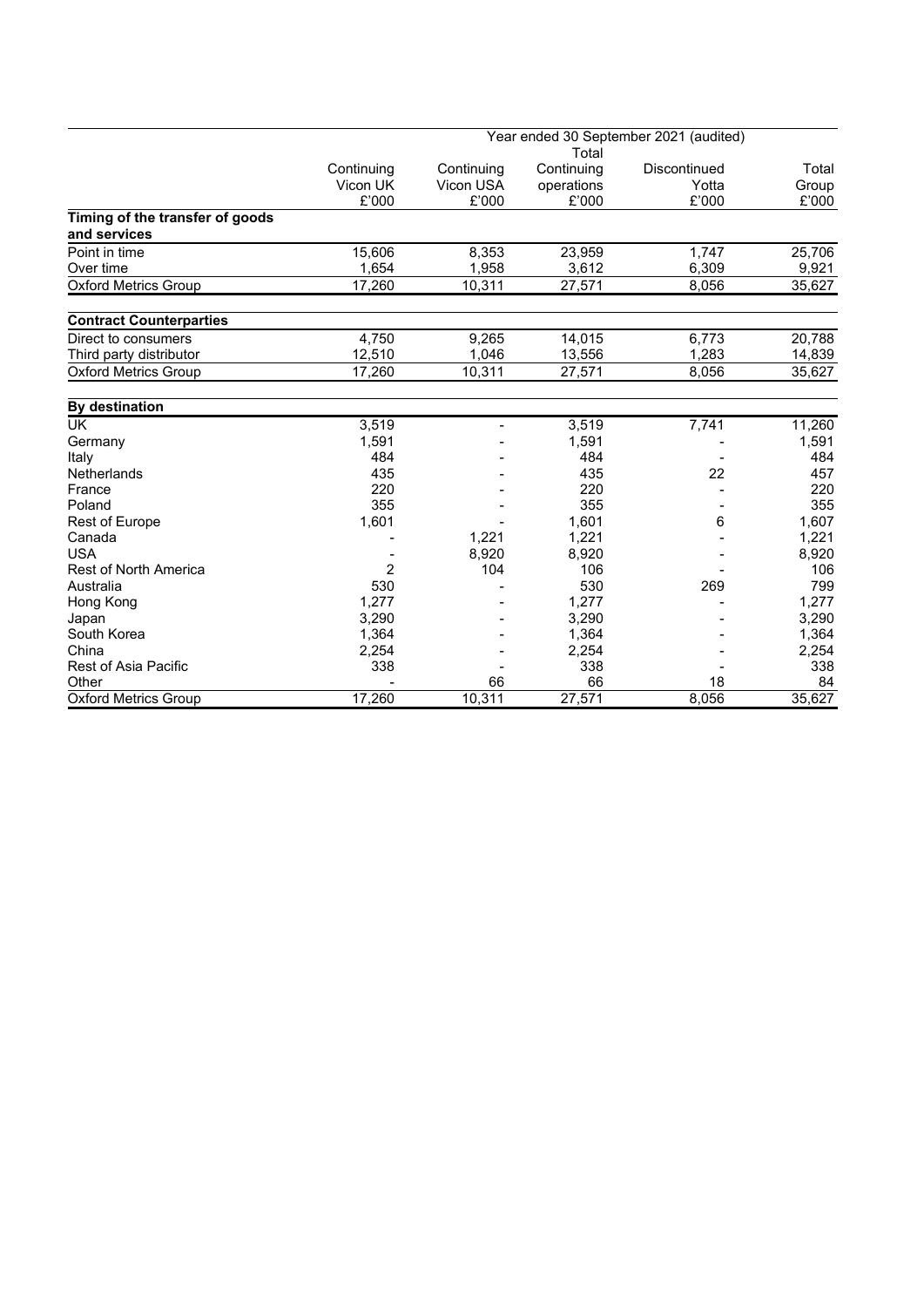| | Year ended 30 September 2021 (audited) | | | | |
|---|---|---|---|---|---|
| | Continuing Vicon UK £'000 | Continuing Vicon USA £'000 | Total Continuing operations £'000 | Discontinued Yotta £'000 | Total Group £'000 |
| **Timing of the transfer of goods and services** | | | | | |
| Point in time | 15,606 | 8,353 | 23,959 | 1,747 | 25,706 |
| Over time | 1,654 | 1,958 | 3,612 | 6,309 | 9,921 |
| Oxford Metrics Group | 17,260 | 10,311 | 27,571 | 8,056 | 35,627 |
| **Contract Counterparties** | | | | | |
| Direct to consumers | 4,750 | 9,265 | 14,015 | 6,773 | 20,788 |
| Third party distributor | 12,510 | 1,046 | 13,556 | 1,283 | 14,839 |
| Oxford Metrics Group | 17,260 | 10,311 | 27,571 | 8,056 | 35,627 |
| **By destination** | | | | | |
| UK | 3,519 | - | 3,519 | 7,741 | 11,260 |
| Germany | 1,591 | - | 1,591 | - | 1,591 |
| Italy | 484 | - | 484 | - | 484 |
| Netherlands | 435 | - | 435 | 22 | 457 |
| France | 220 | - | 220 | - | 220 |
| Poland | 355 | - | 355 | - | 355 |
| Rest of Europe | 1,601 | - | 1,601 | 6 | 1,607 |
| Canada | - | 1,221 | 1,221 | - | 1,221 |
| USA | - | 8,920 | 8,920 | - | 8,920 |
| Rest of North America | 2 | 104 | 106 | - | 106 |
| Australia | 530 | - | 530 | 269 | 799 |
| Hong Kong | 1,277 | - | 1,277 | - | 1,277 |
| Japan | 3,290 | - | 3,290 | - | 3,290 |
| South Korea | 1,364 | - | 1,364 | - | 1,364 |
| China | 2,254 | - | 2,254 | - | 2,254 |
| Rest of Asia Pacific | 338 | - | 338 | - | 338 |
| Other | - | 66 | 66 | 18 | 84 |
| Oxford Metrics Group | 17,260 | 10,311 | 27,571 | 8,056 | 35,627 |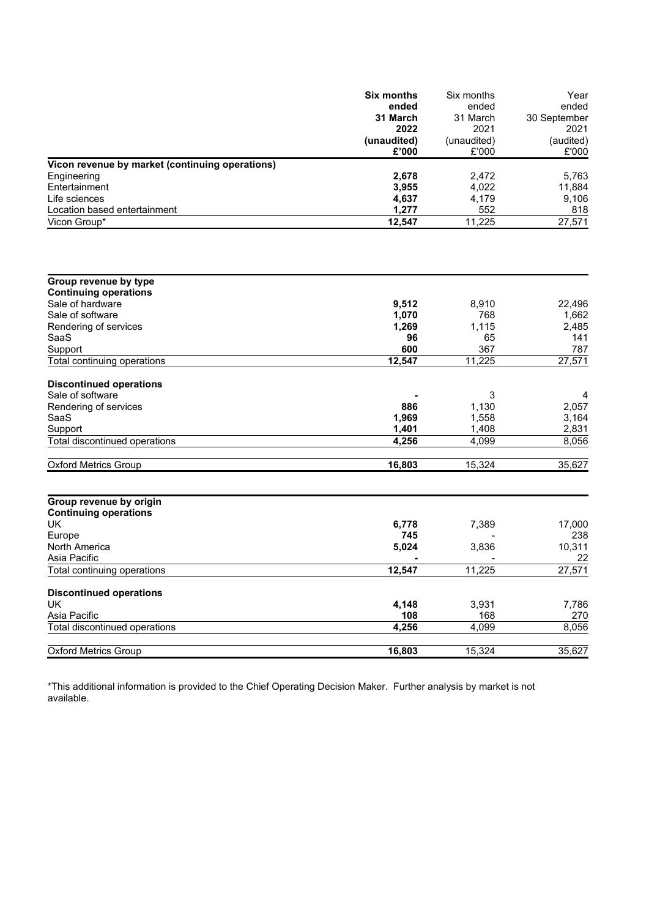| | **Six months ended 31 March 2022 (unaudited) £'000** | Six months ended 31 March 2021 (unaudited) £'000 | Year ended 30 September 2021 (audited) £'000 |
|---|---|---|---|
| **Vicon revenue by market (continuing operations)** | | | |
| Engineering | **2,678** | 2,472 | 5,763 |
| Entertainment | **3,955** | 4,022 | 11,884 |
| Life sciences | **4,637** | 4,179 | 9,106 |
| Location based entertainment | **1,277** | 552 | 818 |
| Vicon Group* | **12,547** | 11,225 | 27,571 |

| | | | |
|---|---|---|---|
| **Group revenue by type** | | | |
| **Continuing operations** | | | |
| Sale of hardware | **9,512** | 8,910 | 22,496 |
| Sale of software | **1,070** | 768 | 1,662 |
| Rendering of services | **1,269** | 1,115 | 2,485 |
| SaaS | **96** | 65 | 141 |
| Support | **600** | 367 | 787 |
| Total continuing operations | **12,547** | 11,225 | 27,571 |
| **Discontinued operations** | | | |
| Sale of software | **-** | 3 | 4 |
| Rendering of services | **886** | 1,130 | 2,057 |
| SaaS | **1,969** | 1,558 | 3,164 |
| Support | **1,401** | 1,408 | 2,831 |
| Total discontinued operations | **4,256** | 4,099 | 8,056 |
| Oxford Metrics Group | **16,803** | 15,324 | 35,627 |

| | | | |
|---|---|---|---|
| **Group revenue by origin** | | | |
| **Continuing operations** | | | |
| UK | **6,778** | 7,389 | 17,000 |
| Europe | **745** | - | 238 |
| North America | **5,024** | 3,836 | 10,311 |
| Asia Pacific | **-** | - | 22 |
| Total continuing operations | **12,547** | 11,225 | 27,571 |
| **Discontinued operations** | | | |
| UK | **4,148** | 3,931 | 7,786 |
| Asia Pacific | **108** | 168 | 270 |
| Total discontinued operations | **4,256** | 4,099 | 8,056 |
| Oxford Metrics Group | **16,803** | 15,324 | 35,627 |

*This additional information is provided to the Chief Operating Decision Maker. Further analysis by market is not available.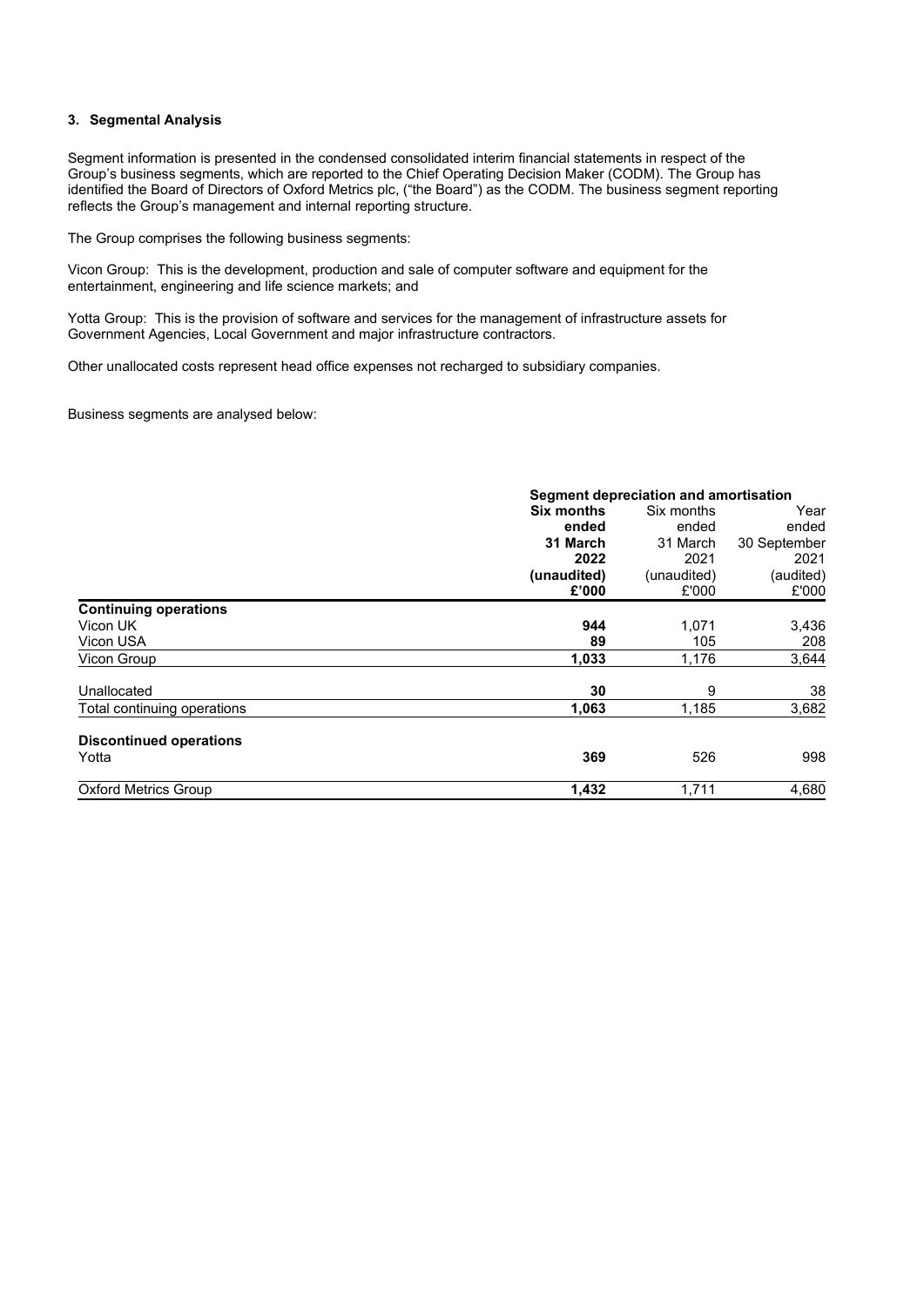### 3. Segmental Analysis

Segment information is presented in the condensed consolidated interim financial statements in respect of the Group's business segments, which are reported to the Chief Operating Decision Maker (CODM). The Group has identified the Board of Directors of Oxford Metrics plc, ("the Board") as the CODM. The business segment reporting reflects the Group's management and internal reporting structure.

The Group comprises the following business segments:

Vicon Group: This is the development, production and sale of computer software and equipment for the entertainment, engineering and life science markets; and

Yotta Group: This is the provision of software and services for the management of infrastructure assets for Government Agencies, Local Government and major infrastructure contractors.

Other unallocated costs represent head office expenses not recharged to subsidiary companies.

Business segments are analysed below:

| | Segment depreciation and amortisation | | |
|---|---|---|---|
| | **Six months ended 31 March 2022 (unaudited) £'000** | Six months ended 31 March 2021 (unaudited) £'000 | Year ended 30 September 2021 (audited) £'000 |
| **Continuing operations** | | | |
| Vicon UK | **944** | 1,071 | 3,436 |
| Vicon USA | **89** | 105 | 208 |
| Vicon Group | **1,033** | 1,176 | 3,644 |
| Unallocated | **30** | 9 | 38 |
| Total continuing operations | **1,063** | 1,185 | 3,682 |
| **Discontinued operations** | | | |
| Yotta | **369** | 526 | 998 |
| Oxford Metrics Group | **1,432** | 1,711 | 4,680 |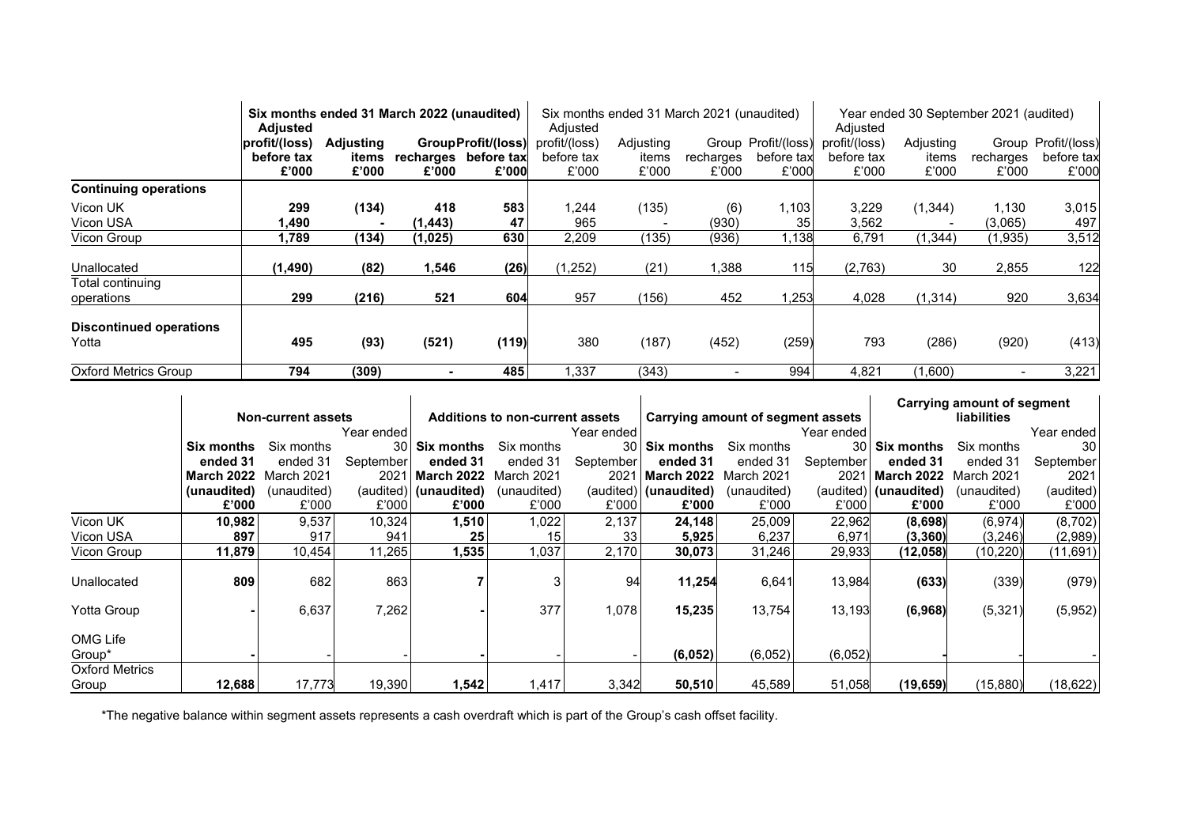| | Six months ended 31 March 2022 (unaudited) | | | | Six months ended 31 March 2021 (unaudited) | | | | Year ended 30 September 2021 (audited) | | | |
|---|---|---|---|---|---|---|---|---|---|---|---|---|
| | **Adjusted profit/(loss) before tax £'000** | **Adjusting items £'000** | **Group recharges £'000** | **Profit/(loss) before tax £'000** | Adjusted profit/(loss) before tax £'000 | Adjusting items £'000 | Group recharges £'000 | Profit/(loss) before tax £'000 | Adjusted profit/(loss) before tax £'000 | Adjusting items £'000 | Group recharges £'000 | Profit/(loss) before tax £'000 |
| **Continuing operations** | | | | | | | | | | | | |
| Vicon UK | **299** | **(134)** | **418** | **583** | 1,244 | (135) | (6) | 1,103 | 3,229 | (1,344) | 1,130 | 3,015 |
| Vicon USA | **1,490** | **-** | **(1,443)** | **47** | 965 | - | (930) | 35 | 3,562 | - | (3,065) | 497 |
| Vicon Group | **1,789** | **(134)** | **(1,025)** | **630** | 2,209 | (135) | (936) | 1,138 | 6,791 | (1,344) | (1,935) | 3,512 |
| Unallocated | **(1,490)** | **(82)** | **1,546** | **(26)** | (1,252) | (21) | 1,388 | 115 | (2,763) | 30 | 2,855 | 122 |
| Total continuing operations | **299** | **(216)** | **521** | **604** | 957 | (156) | 452 | 1,253 | 4,028 | (1,314) | 920 | 3,634 |
| **Discontinued operations** | | | | | | | | | | | | |
| Yotta | **495** | **(93)** | **(521)** | **(119)** | 380 | (187) | (452) | (259) | 793 | (286) | (920) | (413) |
| Oxford Metrics Group | **794** | **(309)** | **-** | **485** | 1,337 | (343) | - | 994 | 4,821 | (1,600) | - | 3,221 |

| | Non-current assets | | | Additions to non-current assets | | | Carrying amount of segment assets | | | Carrying amount of segment liabilities | | |
|---|---|---|---|---|---|---|---|---|---|---|---|---|
| | **Six months ended 31 March 2022 (unaudited) £'000** | Six months ended 31 March 2021 (unaudited) £'000 | Year ended 30 September 2021 (audited) £'000 | **Six months ended 31 March 2022 (unaudited) £'000** | Six months ended 31 March 2021 (unaudited) £'000 | Year ended 30 September 2021 (audited) £'000 | **Six months ended 31 March 2022 (unaudited) £'000** | Six months ended 31 March 2021 (unaudited) £'000 | Year ended 30 September 2021 (audited) £'000 | **Six months ended 31 March 2022 (unaudited) £'000** | Six months ended 31 March 2021 (unaudited) £'000 | Year ended 30 September 2021 (audited) £'000 |
| Vicon UK | **10,982** | 9,537 | 10,324 | **1,510** | 1,022 | 2,137 | **24,148** | 25,009 | 22,962 | **(8,698)** | (6,974) | (8,702) |
| Vicon USA | **897** | 917 | 941 | **25** | 15 | 33 | **5,925** | 6,237 | 6,971 | **(3,360)** | (3,246) | (2,989) |
| Vicon Group | **11,879** | 10,454 | 11,265 | **1,535** | 1,037 | 2,170 | **30,073** | 31,246 | 29,933 | **(12,058)** | (10,220) | (11,691) |
| Unallocated | **809** | 682 | 863 | **7** | 3 | 94 | **11,254** | 6,641 | 13,984 | **(633)** | (339) | (979) |
| Yotta Group | **-** | 6,637 | 7,262 | **-** | 377 | 1,078 | **15,235** | 13,754 | 13,193 | **(6,968)** | (5,321) | (5,952) |
| OMG Life Group* | **-** | - | - | **-** | - | - | **(6,052)** | (6,052) | (6,052) | **-** | - | - |
| Oxford Metrics Group | **12,688** | 17,773 | 19,390 | **1,542** | 1,417 | 3,342 | **50,510** | 45,589 | 51,058 | **(19,659)** | (15,880) | (18,622) |

*The negative balance within segment assets represents a cash overdraft which is part of the Group's cash offset facility.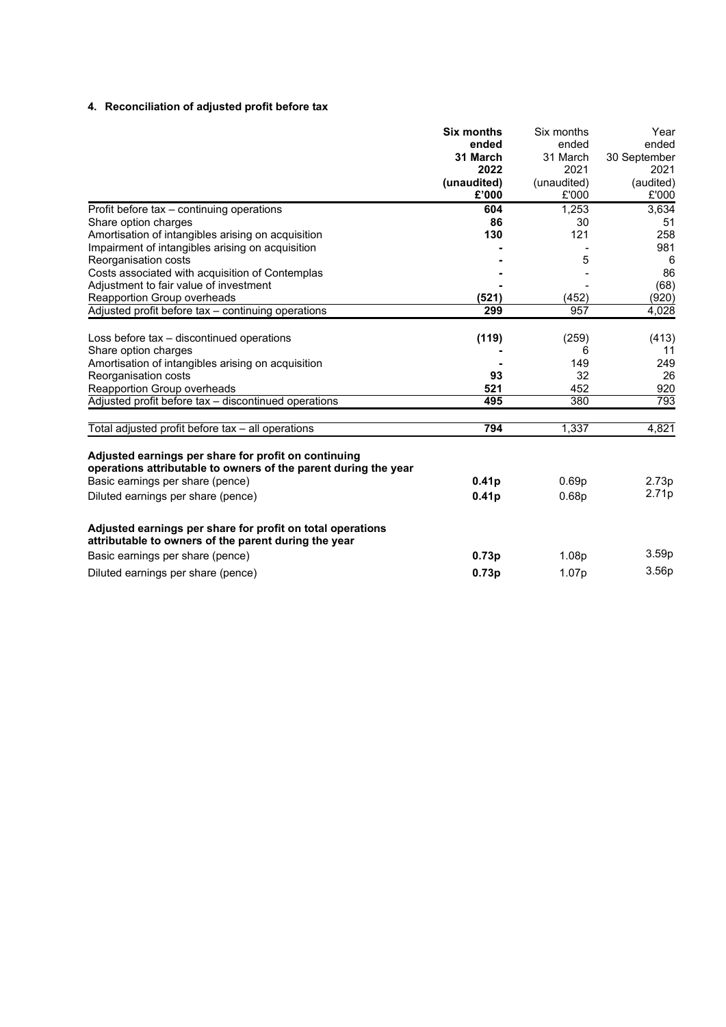### 4. Reconciliation of adjusted profit before tax

| | **Six months ended 31 March 2022 (unaudited) £'000** | Six months ended 31 March 2021 (unaudited) £'000 | Year ended 30 September 2021 (audited) £'000 |
|---|---|---|---|
| Profit before tax – continuing operations | **604** | 1,253 | 3,634 |
| Share option charges | **86** | 30 | 51 |
| Amortisation of intangibles arising on acquisition | **130** | 121 | 258 |
| Impairment of intangibles arising on acquisition | **-** | - | 981 |
| Reorganisation costs | **-** | 5 | 6 |
| Costs associated with acquisition of Contemplas | **-** | - | 86 |
| Adjustment to fair value of investment | **-** | - | (68) |
| Reapportion Group overheads | **(521)** | (452) | (920) |
| Adjusted profit before tax – continuing operations | **299** | 957 | 4,028 |
| | | | |
| Loss before tax – discontinued operations | **(119)** | (259) | (413) |
| Share option charges | **-** | 6 | 11 |
| Amortisation of intangibles arising on acquisition | **-** | 149 | 249 |
| Reorganisation costs | **93** | 32 | 26 |
| Reapportion Group overheads | **521** | 452 | 920 |
| Adjusted profit before tax – discontinued operations | **495** | 380 | 793 |
| | | | |
| Total adjusted profit before tax – all operations | **794** | 1,337 | 4,821 |
| | | | |
| **Adjusted earnings per share for profit on continuing operations attributable to owners of the parent during the year** | | | |
| Basic earnings per share (pence) | **0.41p** | 0.69p | 2.73p |
| Diluted earnings per share (pence) | **0.41p** | 0.68p | 2.71p |
| | | | |
| **Adjusted earnings per share for profit on total operations attributable to owners of the parent during the year** | | | |
| Basic earnings per share (pence) | **0.73p** | 1.08p | 3.59p |
| Diluted earnings per share (pence) | **0.73p** | 1.07p | 3.56p |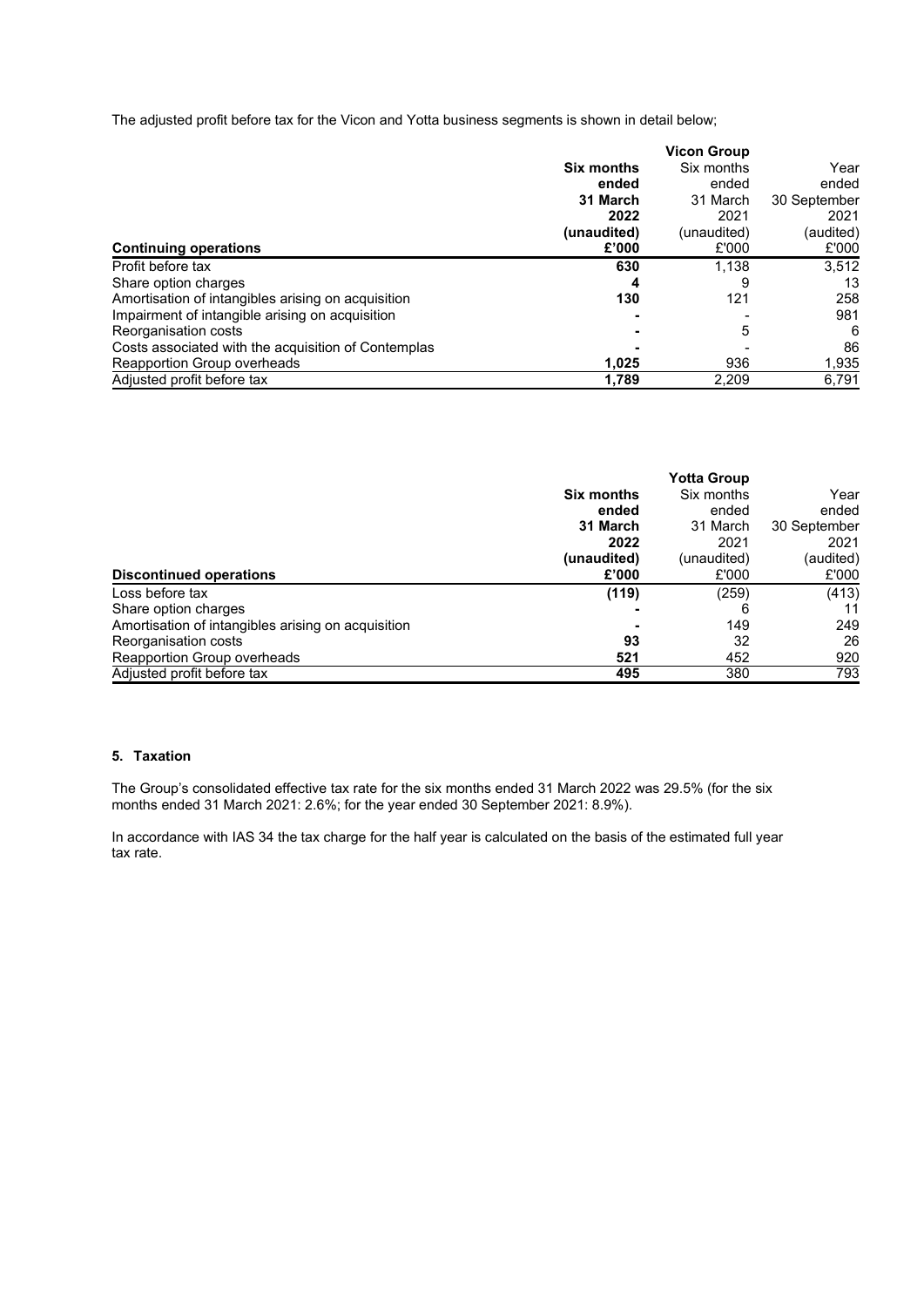The adjusted profit before tax for the Vicon and Yotta business segments is shown in detail below;

| | Vicon Group | | |
|---|---|---|---|
| | **Six months ended 31 March 2022 (unaudited)** | Six months ended 31 March 2021 (unaudited) | Year ended 30 September 2021 (audited) |
| **Continuing operations** | **£'000** | £'000 | £'000 |
| Profit before tax | **630** | 1,138 | 3,512 |
| Share option charges | **4** | 9 | 13 |
| Amortisation of intangibles arising on acquisition | **130** | 121 | 258 |
| Impairment of intangible arising on acquisition | **-** | - | 981 |
| Reorganisation costs | **-** | 5 | 6 |
| Costs associated with the acquisition of Contemplas | **-** | - | 86 |
| Reapportion Group overheads | **1,025** | 936 | 1,935 |
| Adjusted profit before tax | **1,789** | 2,209 | 6,791 |

| | Yotta Group | | |
|---|---|---|---|
| | **Six months ended 31 March 2022 (unaudited)** | Six months ended 31 March 2021 (unaudited) | Year ended 30 September 2021 (audited) |
| **Discontinued operations** | **£'000** | £'000 | £'000 |
| Loss before tax | **(119)** | (259) | (413) |
| Share option charges | **-** | 6 | 11 |
| Amortisation of intangibles arising on acquisition | **-** | 149 | 249 |
| Reorganisation costs | **93** | 32 | 26 |
| Reapportion Group overheads | **521** | 452 | 920 |
| Adjusted profit before tax | **495** | 380 | 793 |

### 5. Taxation

The Group's consolidated effective tax rate for the six months ended 31 March 2022 was 29.5% (for the six months ended 31 March 2021: 2.6%; for the year ended 30 September 2021: 8.9%).

In accordance with IAS 34 the tax charge for the half year is calculated on the basis of the estimated full year tax rate.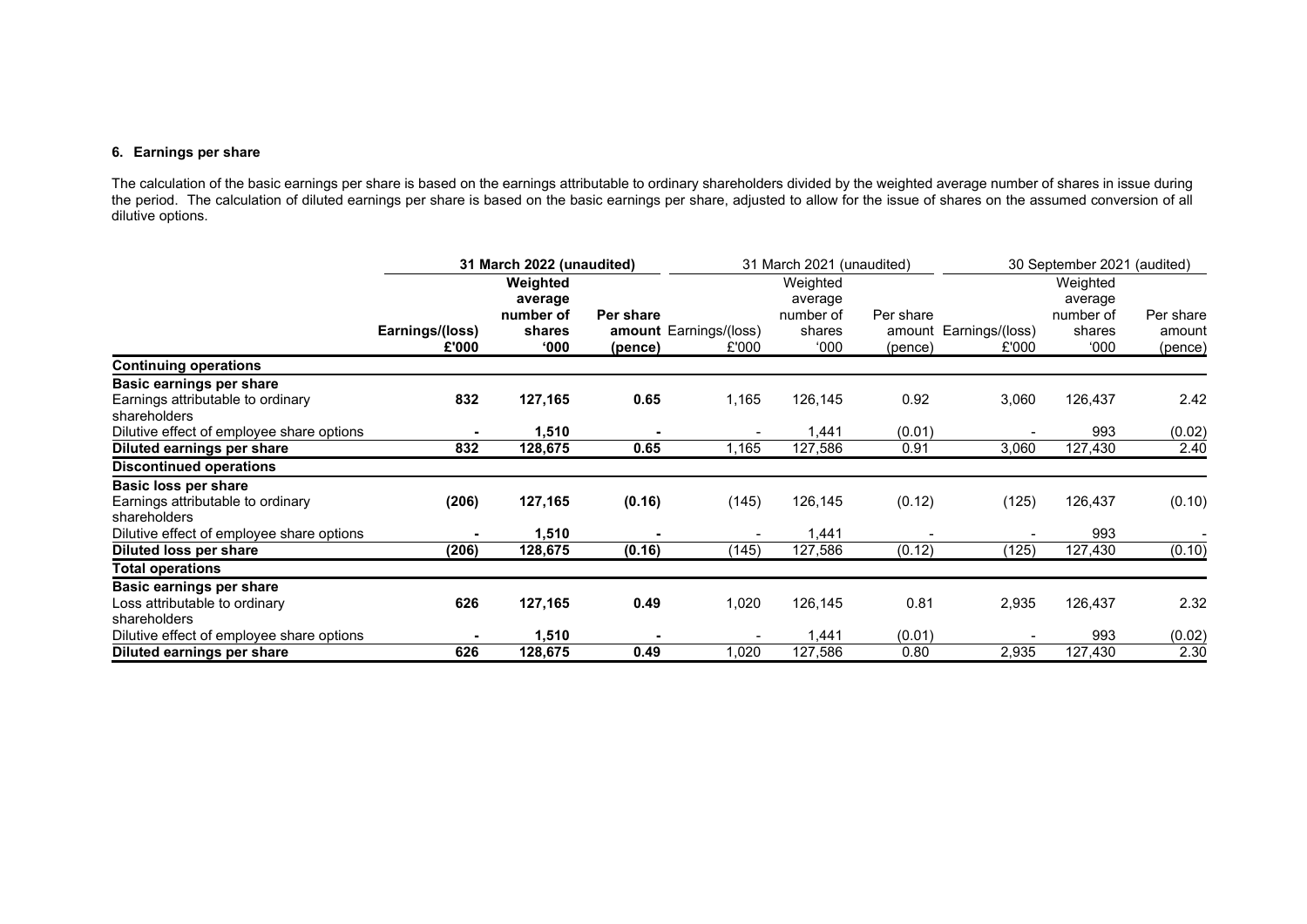### 6. Earnings per share

The calculation of the basic earnings per share is based on the earnings attributable to ordinary shareholders divided by the weighted average number of shares in issue during the period. The calculation of diluted earnings per share is based on the basic earnings per share, adjusted to allow for the issue of shares on the assumed conversion of all dilutive options.

| | **31 March 2022 (unaudited)** | | | 31 March 2021 (unaudited) | | | 30 September 2021 (audited) | | |
|---|---|---|---|---|---|---|---|---|---|
| | **Earnings/(loss) £'000** | **Weighted average number of shares '000** | **Per share amount (pence)** | Earnings/(loss) £'000 | Weighted average number of shares '000 | Per share amount (pence) | Earnings/(loss) £'000 | Weighted average number of shares '000 | Per share amount (pence) |
| **Continuing operations** | | | | | | | | | |
| **Basic earnings per share** | | | | | | | | | |
| Earnings attributable to ordinary shareholders | **832** | **127,165** | **0.65** | 1,165 | 126,145 | 0.92 | 3,060 | 126,437 | 2.42 |
| Dilutive effect of employee share options | **-** | **1,510** | **-** | - | 1,441 | (0.01) | - | 993 | (0.02) |
| **Diluted earnings per share** | **832** | **128,675** | **0.65** | 1,165 | 127,586 | 0.91 | 3,060 | 127,430 | 2.40 |
| **Discontinued operations** | | | | | | | | | |
| **Basic loss per share** | | | | | | | | | |
| Earnings attributable to ordinary shareholders | **(206)** | **127,165** | **(0.16)** | (145) | 126,145 | (0.12) | (125) | 126,437 | (0.10) |
| Dilutive effect of employee share options | **-** | **1,510** | **-** | - | 1,441 | - | - | 993 | - |
| **Diluted loss per share** | **(206)** | **128,675** | **(0.16)** | (145) | 127,586 | (0.12) | (125) | 127,430 | (0.10) |
| **Total operations** | | | | | | | | | |
| **Basic earnings per share** | | | | | | | | | |
| Loss attributable to ordinary shareholders | **626** | **127,165** | **0.49** | 1,020 | 126,145 | 0.81 | 2,935 | 126,437 | 2.32 |
| Dilutive effect of employee share options | **-** | **1,510** | **-** | - | 1,441 | (0.01) | - | 993 | (0.02) |
| **Diluted earnings per share** | **626** | **128,675** | **0.49** | 1,020 | 127,586 | 0.80 | 2,935 | 127,430 | 2.30 |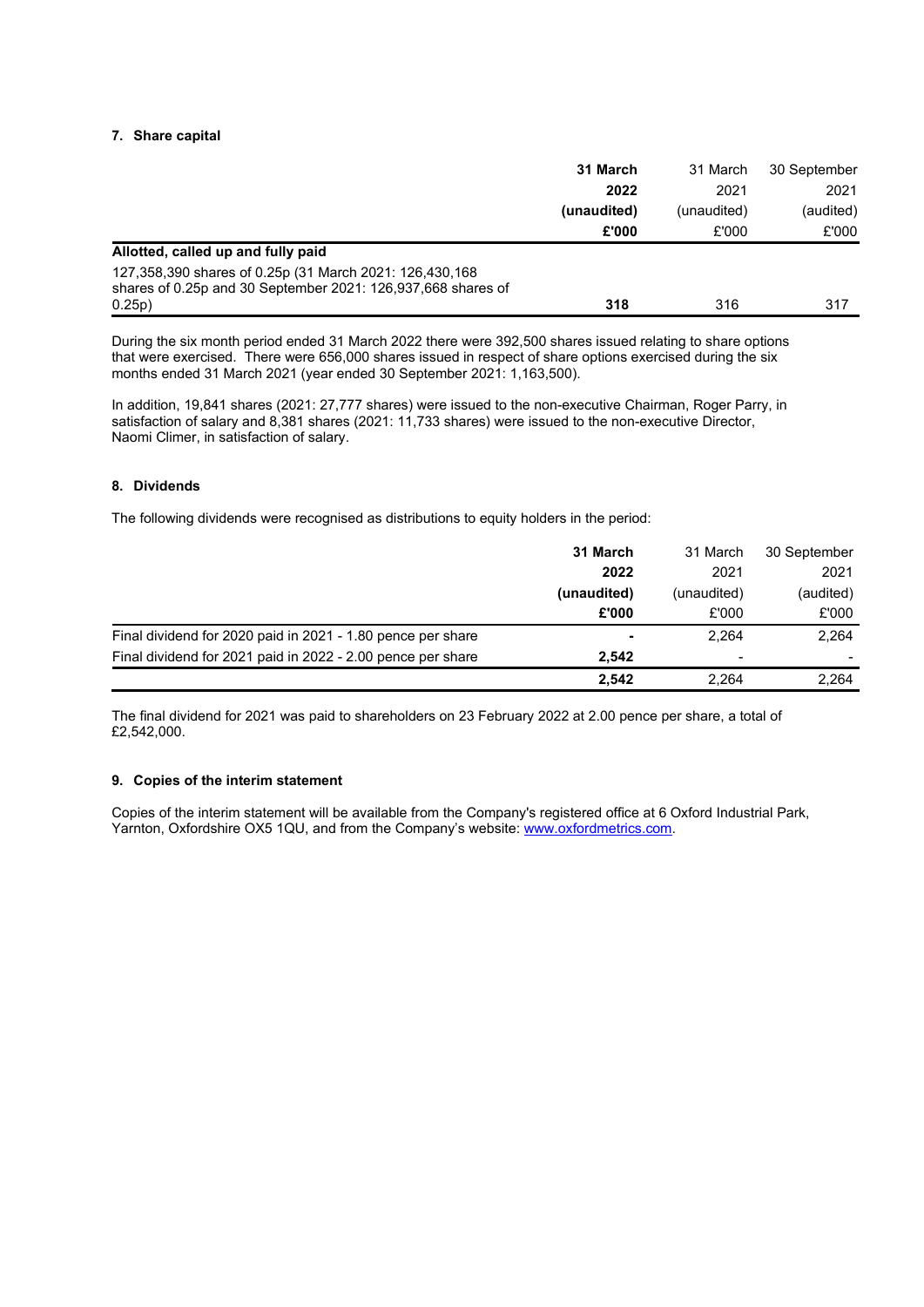### 7. Share capital

| | 31 March 2022 (unaudited) £'000 | 31 March 2021 (unaudited) £'000 | 30 September 2021 (audited) £'000 |
|---|---|---|---|
| **Allotted, called up and fully paid** | | | |
| 127,358,390 shares of 0.25p (31 March 2021: 126,430,168 shares of 0.25p and 30 September 2021: 126,937,668 shares of 0.25p) | **318** | 316 | 317 |

During the six month period ended 31 March 2022 there were 392,500 shares issued relating to share options that were exercised. There were 656,000 shares issued in respect of share options exercised during the six months ended 31 March 2021 (year ended 30 September 2021: 1,163,500).

In addition, 19,841 shares (2021: 27,777 shares) were issued to the non-executive Chairman, Roger Parry, in satisfaction of salary and 8,381 shares (2021: 11,733 shares) were issued to the non-executive Director, Naomi Climer, in satisfaction of salary.

### 8. Dividends

The following dividends were recognised as distributions to equity holders in the period:

| | 31 March 2022 (unaudited) £'000 | 31 March 2021 (unaudited) £'000 | 30 September 2021 (audited) £'000 |
|---|---|---|---|
| Final dividend for 2020 paid in 2021 - 1.80 pence per share | **-** | 2,264 | 2,264 |
| Final dividend for 2021 paid in 2022 - 2.00 pence per share | **2,542** | - | - |
| | **2,542** | 2,264 | 2,264 |

The final dividend for 2021 was paid to shareholders on 23 February 2022 at 2.00 pence per share, a total of £2,542,000.

### 9. Copies of the interim statement

Copies of the interim statement will be available from the Company's registered office at 6 Oxford Industrial Park, Yarnton, Oxfordshire OX5 1QU, and from the Company's website: www.oxfordmetrics.com.